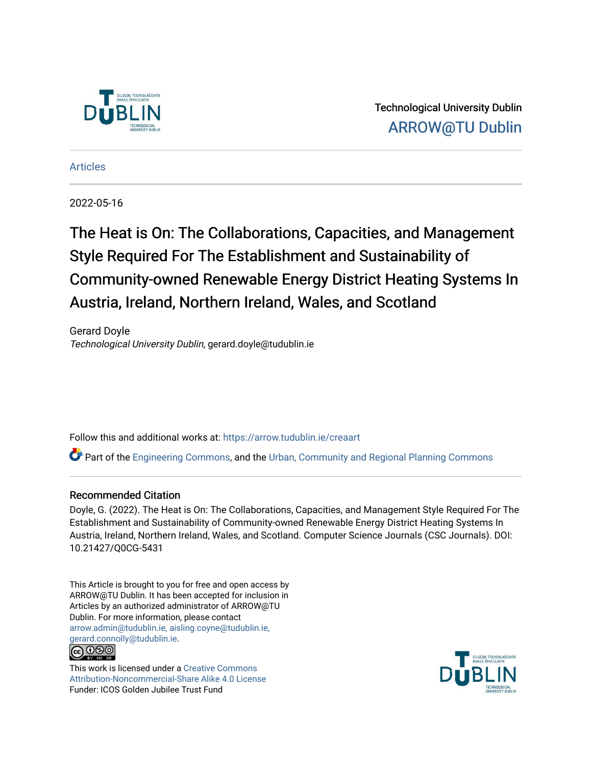Technological University Dublin

ARROW@TU Dublin

Articles

2022-05-16

# The Heat is On: The Collaborations, Capacities, and Management Style Required For The Establishment and Sustainability of Community-owned Renewable Energy District Heating Systems In Austria, Ireland, Northern Ireland, Wales, and Scotland

Gerard Doyle
*Technological University Dublin*, gerard.doyle@tudublin.ie

Follow this and additional works at: https://arrow.tudublin.ie/creaart

Part of the Engineering Commons, and the Urban, Community and Regional Planning Commons

## Recommended Citation

Doyle, G. (2022). The Heat is On: The Collaborations, Capacities, and Management Style Required For The Establishment and Sustainability of Community-owned Renewable Energy District Heating Systems In Austria, Ireland, Northern Ireland, Wales, and Scotland. Computer Science Journals (CSC Journals). DOI: 10.21427/Q0CG-5431

This Article is brought to you for free and open access by ARROW@TU Dublin. It has been accepted for inclusion in Articles by an authorized administrator of ARROW@TU Dublin. For more information, please contact arrow.admin@tudublin.ie, aisling.coyne@tudublin.ie, gerard.connolly@tudublin.ie.

This work is licensed under a Creative Commons Attribution-Noncommercial-Share Alike 4.0 License

Funder: ICOS Golden Jubilee Trust Fund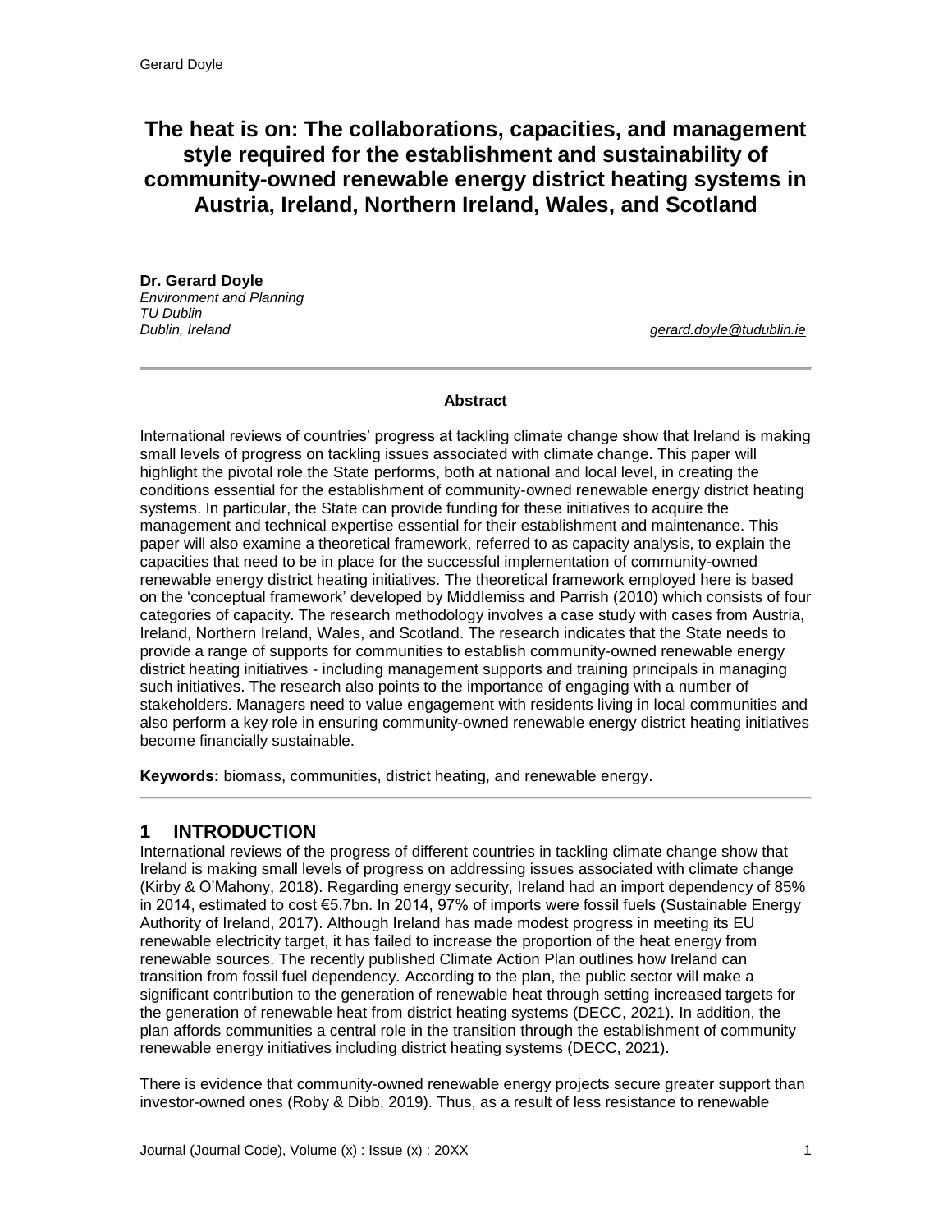# The heat is on: The collaborations, capacities, and management style required for the establishment and sustainability of community-owned renewable energy district heating systems in Austria, Ireland, Northern Ireland, Wales, and Scotland

**Dr. Gerard Doyle**
*Environment and Planning*
*TU Dublin*
*Dublin, Ireland*
*gerard.doyle@tudublin.ie*

---

**Abstract**

International reviews of countries' progress at tackling climate change show that Ireland is making small levels of progress on tackling issues associated with climate change. This paper will highlight the pivotal role the State performs, both at national and local level, in creating the conditions essential for the establishment of community-owned renewable energy district heating systems. In particular, the State can provide funding for these initiatives to acquire the management and technical expertise essential for their establishment and maintenance. This paper will also examine a theoretical framework, referred to as capacity analysis, to explain the capacities that need to be in place for the successful implementation of community-owned renewable energy district heating initiatives. The theoretical framework employed here is based on the 'conceptual framework' developed by Middlemiss and Parrish (2010) which consists of four categories of capacity. The research methodology involves a case study with cases from Austria, Ireland, Northern Ireland, Wales, and Scotland. The research indicates that the State needs to provide a range of supports for communities to establish community-owned renewable energy district heating initiatives - including management supports and training principals in managing such initiatives. The research also points to the importance of engaging with a number of stakeholders. Managers need to value engagement with residents living in local communities and also perform a key role in ensuring community-owned renewable energy district heating initiatives become financially sustainable.

**Keywords:** biomass, communities, district heating, and renewable energy.

---

## 1 INTRODUCTION

International reviews of the progress of different countries in tackling climate change show that Ireland is making small levels of progress on addressing issues associated with climate change (Kirby & O'Mahony, 2018). Regarding energy security, Ireland had an import dependency of 85% in 2014, estimated to cost €5.7bn. In 2014, 97% of imports were fossil fuels (Sustainable Energy Authority of Ireland, 2017). Although Ireland has made modest progress in meeting its EU renewable electricity target, it has failed to increase the proportion of the heat energy from renewable sources. The recently published Climate Action Plan outlines how Ireland can transition from fossil fuel dependency. According to the plan, the public sector will make a significant contribution to the generation of renewable heat through setting increased targets for the generation of renewable heat from district heating systems (DECC, 2021). In addition, the plan affords communities a central role in the transition through the establishment of community renewable energy initiatives including district heating systems (DECC, 2021).

There is evidence that community-owned renewable energy projects secure greater support than investor-owned ones (Roby & Dibb, 2019). Thus, as a result of less resistance to renewable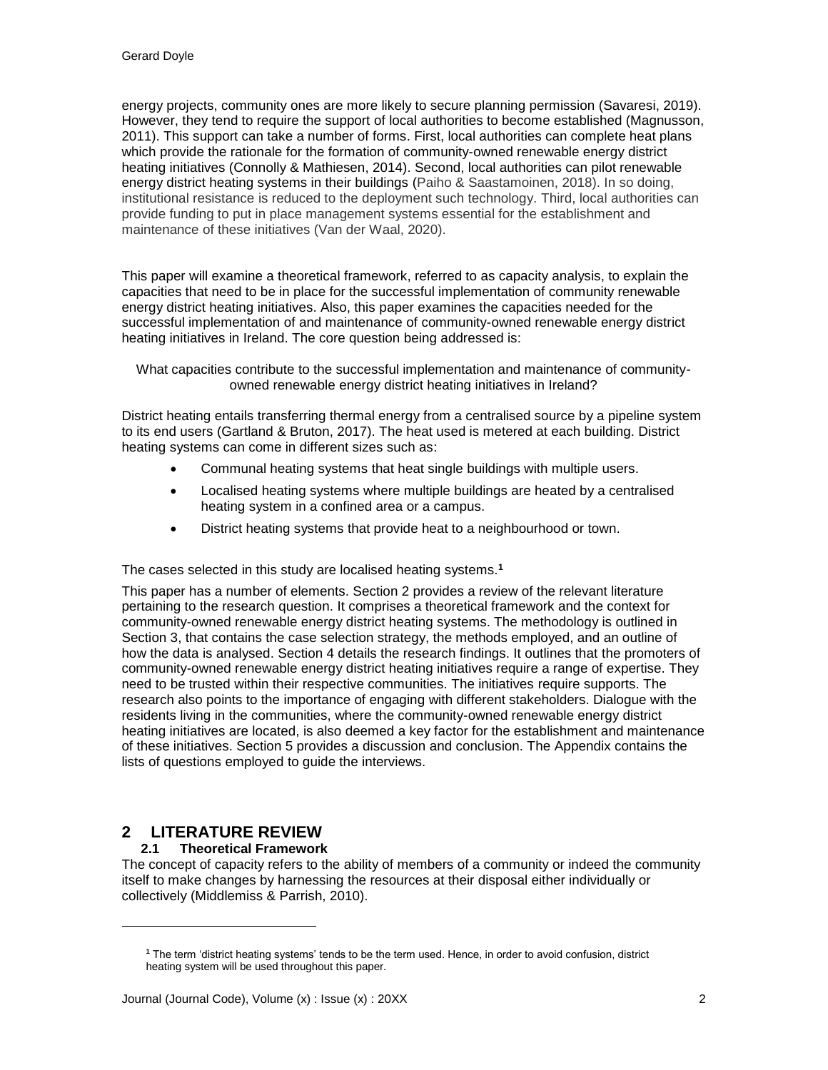energy projects, community ones are more likely to secure planning permission (Savaresi, 2019). However, they tend to require the support of local authorities to become established (Magnusson, 2011). This support can take a number of forms. First, local authorities can complete heat plans which provide the rationale for the formation of community-owned renewable energy district heating initiatives (Connolly & Mathiesen, 2014). Second, local authorities can pilot renewable energy district heating systems in their buildings (Paiho & Saastamoinen, 2018). In so doing, institutional resistance is reduced to the deployment such technology. Third, local authorities can provide funding to put in place management systems essential for the establishment and maintenance of these initiatives (Van der Waal, 2020).

This paper will examine a theoretical framework, referred to as capacity analysis, to explain the capacities that need to be in place for the successful implementation of community renewable energy district heating initiatives. Also, this paper examines the capacities needed for the successful implementation of and maintenance of community-owned renewable energy district heating initiatives in Ireland. The core question being addressed is:

> What capacities contribute to the successful implementation and maintenance of community-owned renewable energy district heating initiatives in Ireland?

District heating entails transferring thermal energy from a centralised source by a pipeline system to its end users (Gartland & Bruton, 2017). The heat used is metered at each building. District heating systems can come in different sizes such as:

- Communal heating systems that heat single buildings with multiple users.
- Localised heating systems where multiple buildings are heated by a centralised heating system in a confined area or a campus.
- District heating systems that provide heat to a neighbourhood or town.

The cases selected in this study are localised heating systems.[1]

This paper has a number of elements. Section 2 provides a review of the relevant literature pertaining to the research question. It comprises a theoretical framework and the context for community-owned renewable energy district heating systems. The methodology is outlined in Section 3, that contains the case selection strategy, the methods employed, and an outline of how the data is analysed. Section 4 details the research findings. It outlines that the promoters of community-owned renewable energy district heating initiatives require a range of expertise. They need to be trusted within their respective communities. The initiatives require supports. The research also points to the importance of engaging with different stakeholders. Dialogue with the residents living in the communities, where the community-owned renewable energy district heating initiatives are located, is also deemed a key factor for the establishment and maintenance of these initiatives. Section 5 provides a discussion and conclusion. The Appendix contains the lists of questions employed to guide the interviews.

# 2 LITERATURE REVIEW

## 2.1 Theoretical Framework

The concept of capacity refers to the ability of members of a community or indeed the community itself to make changes by harnessing the resources at their disposal either individually or collectively (Middlemiss & Parrish, 2010).

---

[1] The term 'district heating systems' tends to be the term used. Hence, in order to avoid confusion, district heating system will be used throughout this paper.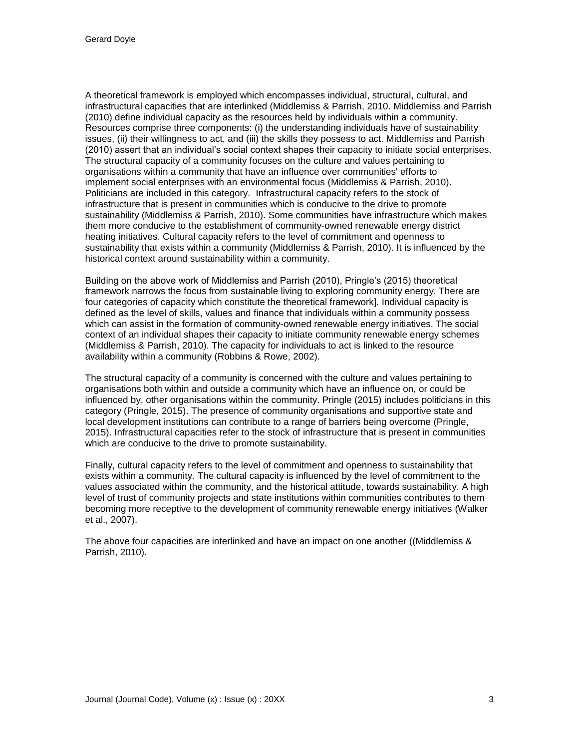A theoretical framework is employed which encompasses individual, structural, cultural, and infrastructural capacities that are interlinked (Middlemiss & Parrish, 2010. Middlemiss and Parrish (2010) define individual capacity as the resources held by individuals within a community. Resources comprise three components: (i) the understanding individuals have of sustainability issues, (ii) their willingness to act, and (iii) the skills they possess to act. Middlemiss and Parrish (2010) assert that an individual's social context shapes their capacity to initiate social enterprises. The structural capacity of a community focuses on the culture and values pertaining to organisations within a community that have an influence over communities' efforts to implement social enterprises with an environmental focus (Middlemiss & Parrish, 2010). Politicians are included in this category. Infrastructural capacity refers to the stock of infrastructure that is present in communities which is conducive to the drive to promote sustainability (Middlemiss & Parrish, 2010). Some communities have infrastructure which makes them more conducive to the establishment of community-owned renewable energy district heating initiatives. Cultural capacity refers to the level of commitment and openness to sustainability that exists within a community (Middlemiss & Parrish, 2010). It is influenced by the historical context around sustainability within a community.

Building on the above work of Middlemiss and Parrish (2010), Pringle's (2015) theoretical framework narrows the focus from sustainable living to exploring community energy. There are four categories of capacity which constitute the theoretical framework]. Individual capacity is defined as the level of skills, values and finance that individuals within a community possess which can assist in the formation of community-owned renewable energy initiatives. The social context of an individual shapes their capacity to initiate community renewable energy schemes (Middlemiss & Parrish, 2010). The capacity for individuals to act is linked to the resource availability within a community (Robbins & Rowe, 2002).

The structural capacity of a community is concerned with the culture and values pertaining to organisations both within and outside a community which have an influence on, or could be influenced by, other organisations within the community. Pringle (2015) includes politicians in this category (Pringle, 2015). The presence of community organisations and supportive state and local development institutions can contribute to a range of barriers being overcome (Pringle, 2015). Infrastructural capacities refer to the stock of infrastructure that is present in communities which are conducive to the drive to promote sustainability.

Finally, cultural capacity refers to the level of commitment and openness to sustainability that exists within a community. The cultural capacity is influenced by the level of commitment to the values associated within the community, and the historical attitude, towards sustainability. A high level of trust of community projects and state institutions within communities contributes to them becoming more receptive to the development of community renewable energy initiatives (Walker et al., 2007).

The above four capacities are interlinked and have an impact on one another ((Middlemiss & Parrish, 2010).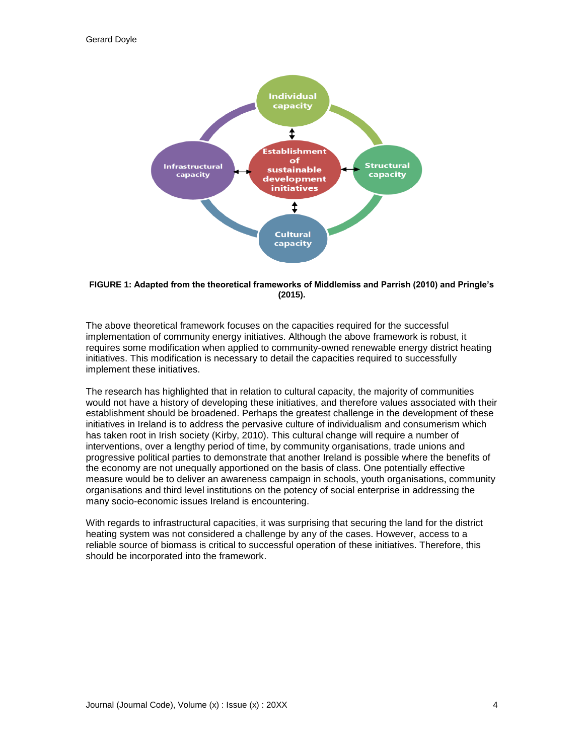**FIGURE 1: Adapted from the theoretical frameworks of Middlemiss and Parrish (2010) and Pringle's (2015).**

The above theoretical framework focuses on the capacities required for the successful implementation of community energy initiatives. Although the above framework is robust, it requires some modification when applied to community-owned renewable energy district heating initiatives. This modification is necessary to detail the capacities required to successfully implement these initiatives.

The research has highlighted that in relation to cultural capacity, the majority of communities would not have a history of developing these initiatives, and therefore values associated with their establishment should be broadened. Perhaps the greatest challenge in the development of these initiatives in Ireland is to address the pervasive culture of individualism and consumerism which has taken root in Irish society (Kirby, 2010). This cultural change will require a number of interventions, over a lengthy period of time, by community organisations, trade unions and progressive political parties to demonstrate that another Ireland is possible where the benefits of the economy are not unequally apportioned on the basis of class. One potentially effective measure would be to deliver an awareness campaign in schools, youth organisations, community organisations and third level institutions on the potency of social enterprise in addressing the many socio-economic issues Ireland is encountering.

With regards to infrastructural capacities, it was surprising that securing the land for the district heating system was not considered a challenge by any of the cases. However, access to a reliable source of biomass is critical to successful operation of these initiatives. Therefore, this should be incorporated into the framework.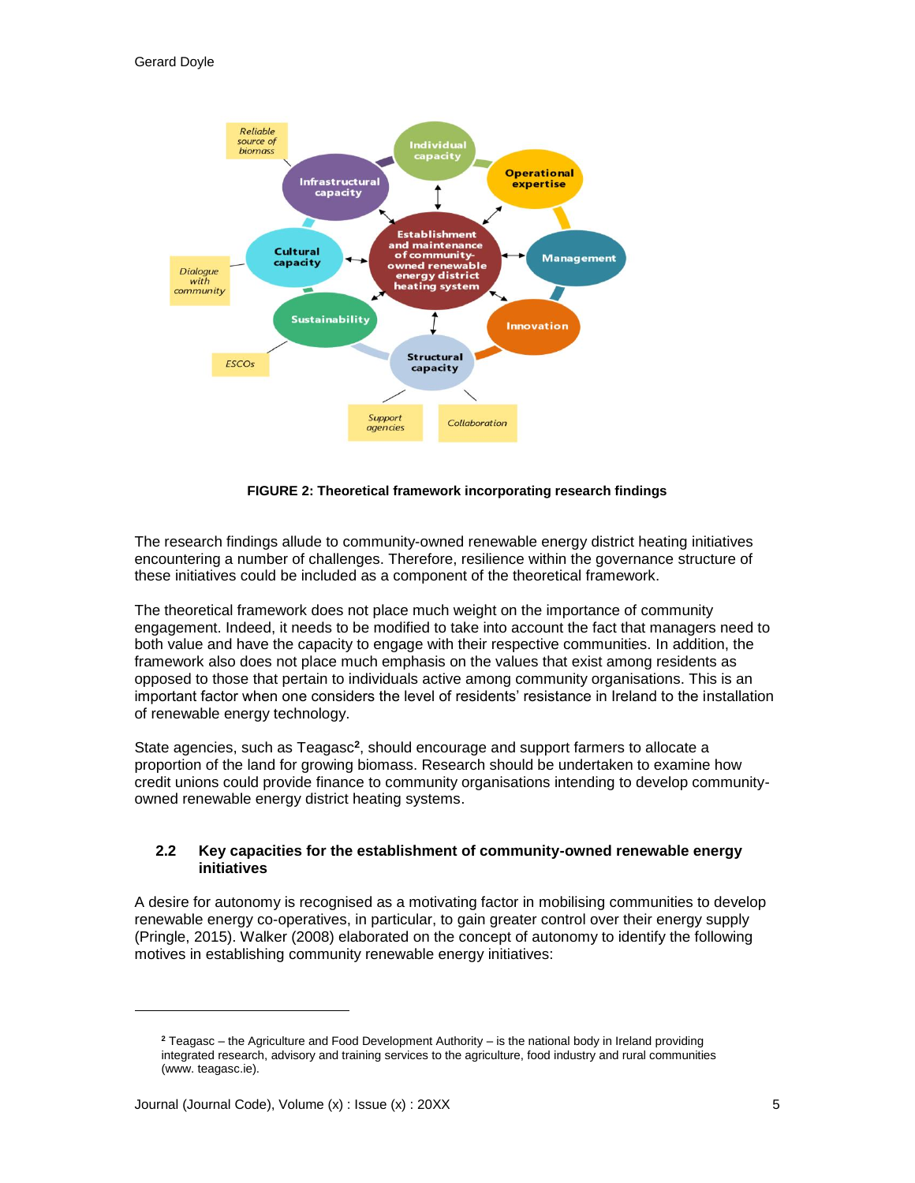FIGURE 2: Theoretical framework incorporating research findings

The research findings allude to community-owned renewable energy district heating initiatives encountering a number of challenges. Therefore, resilience within the governance structure of these initiatives could be included as a component of the theoretical framework.

The theoretical framework does not place much weight on the importance of community engagement. Indeed, it needs to be modified to take into account the fact that managers need to both value and have the capacity to engage with their respective communities. In addition, the framework also does not place much emphasis on the values that exist among residents as opposed to those that pertain to individuals active among community organisations. This is an important factor when one considers the level of residents' resistance in Ireland to the installation of renewable energy technology.

State agencies, such as Teagasc[2], should encourage and support farmers to allocate a proportion of the land for growing biomass. Research should be undertaken to examine how credit unions could provide finance to community organisations intending to develop community-owned renewable energy district heating systems.

## 2.2 Key capacities for the establishment of community-owned renewable energy initiatives

A desire for autonomy is recognised as a motivating factor in mobilising communities to develop renewable energy co-operatives, in particular, to gain greater control over their energy supply (Pringle, 2015). Walker (2008) elaborated on the concept of autonomy to identify the following motives in establishing community renewable energy initiatives:

[2] Teagasc – the Agriculture and Food Development Authority – is the national body in Ireland providing integrated research, advisory and training services to the agriculture, food industry and rural communities (www. teagasc.ie).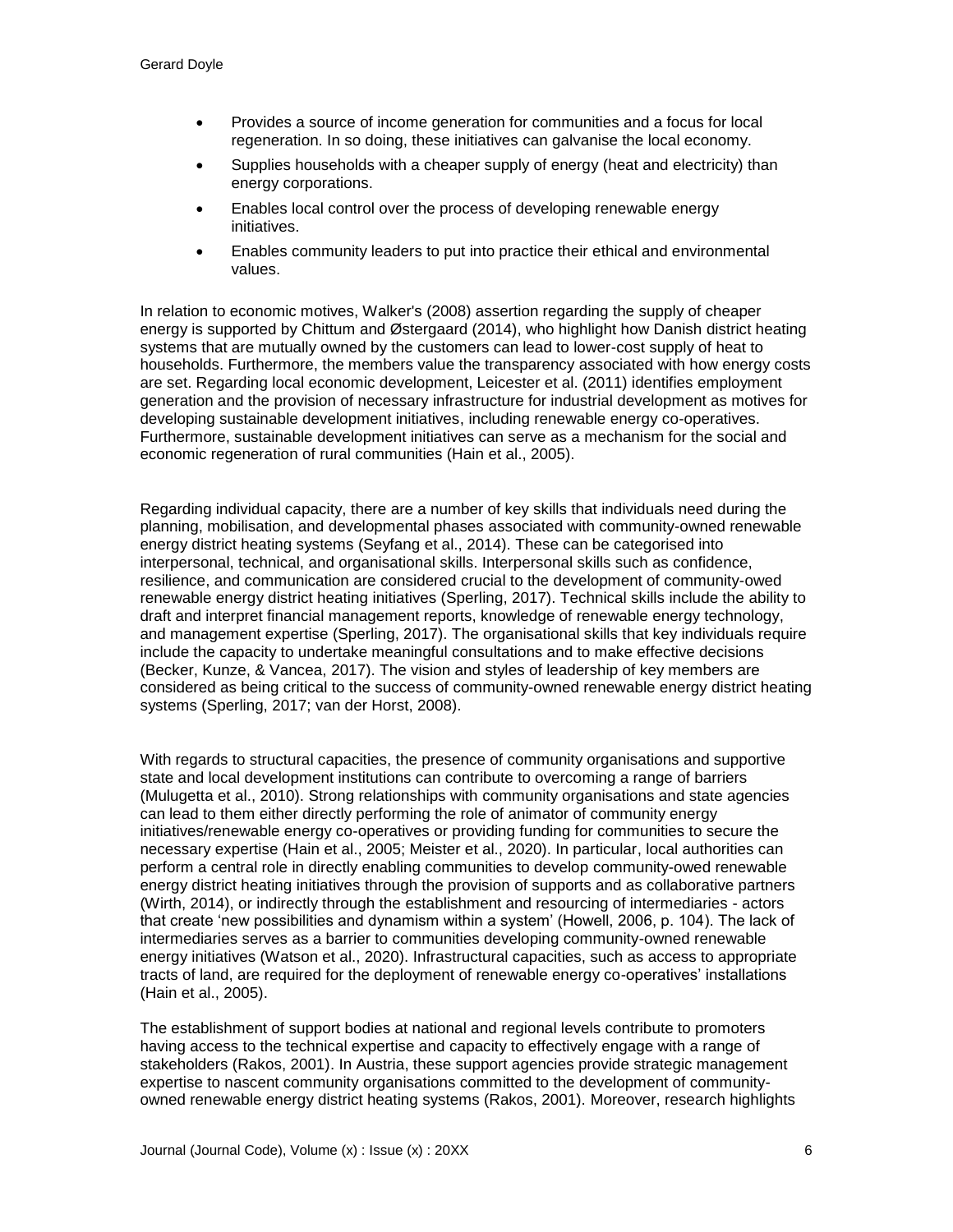- Provides a source of income generation for communities and a focus for local regeneration. In so doing, these initiatives can galvanise the local economy.
- Supplies households with a cheaper supply of energy (heat and electricity) than energy corporations.
- Enables local control over the process of developing renewable energy initiatives.
- Enables community leaders to put into practice their ethical and environmental values.

In relation to economic motives, Walker's (2008) assertion regarding the supply of cheaper energy is supported by Chittum and Østergaard (2014), who highlight how Danish district heating systems that are mutually owned by the customers can lead to lower-cost supply of heat to households. Furthermore, the members value the transparency associated with how energy costs are set. Regarding local economic development, Leicester et al. (2011) identifies employment generation and the provision of necessary infrastructure for industrial development as motives for developing sustainable development initiatives, including renewable energy co-operatives. Furthermore, sustainable development initiatives can serve as a mechanism for the social and economic regeneration of rural communities (Hain et al., 2005).

Regarding individual capacity, there are a number of key skills that individuals need during the planning, mobilisation, and developmental phases associated with community-owned renewable energy district heating systems (Seyfang et al., 2014). These can be categorised into interpersonal, technical, and organisational skills. Interpersonal skills such as confidence, resilience, and communication are considered crucial to the development of community-owed renewable energy district heating initiatives (Sperling, 2017). Technical skills include the ability to draft and interpret financial management reports, knowledge of renewable energy technology, and management expertise (Sperling, 2017). The organisational skills that key individuals require include the capacity to undertake meaningful consultations and to make effective decisions (Becker, Kunze, & Vancea, 2017). The vision and styles of leadership of key members are considered as being critical to the success of community-owned renewable energy district heating systems (Sperling, 2017; van der Horst, 2008).

With regards to structural capacities, the presence of community organisations and supportive state and local development institutions can contribute to overcoming a range of barriers (Mulugetta et al., 2010). Strong relationships with community organisations and state agencies can lead to them either directly performing the role of animator of community energy initiatives/renewable energy co-operatives or providing funding for communities to secure the necessary expertise (Hain et al., 2005; Meister et al., 2020). In particular, local authorities can perform a central role in directly enabling communities to develop community-owed renewable energy district heating initiatives through the provision of supports and as collaborative partners (Wirth, 2014), or indirectly through the establishment and resourcing of intermediaries - actors that create 'new possibilities and dynamism within a system' (Howell, 2006, p. 104). The lack of intermediaries serves as a barrier to communities developing community-owned renewable energy initiatives (Watson et al., 2020). Infrastructural capacities, such as access to appropriate tracts of land, are required for the deployment of renewable energy co-operatives' installations (Hain et al., 2005).

The establishment of support bodies at national and regional levels contribute to promoters having access to the technical expertise and capacity to effectively engage with a range of stakeholders (Rakos, 2001). In Austria, these support agencies provide strategic management expertise to nascent community organisations committed to the development of community-owned renewable energy district heating systems (Rakos, 2001). Moreover, research highlights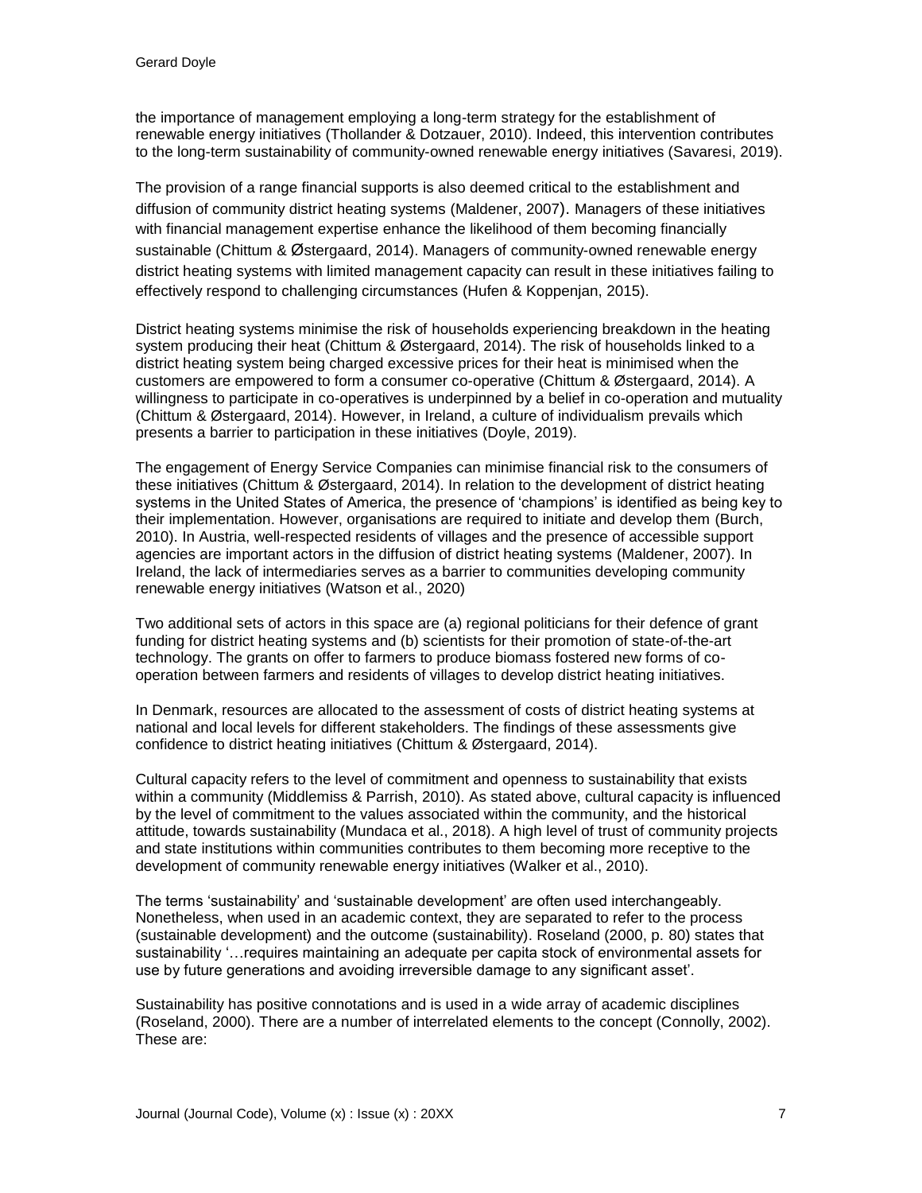the importance of management employing a long-term strategy for the establishment of renewable energy initiatives (Thollander & Dotzauer, 2010). Indeed, this intervention contributes to the long-term sustainability of community-owned renewable energy initiatives (Savaresi, 2019).

The provision of a range financial supports is also deemed critical to the establishment and diffusion of community district heating systems (Maldener, 2007). Managers of these initiatives with financial management expertise enhance the likelihood of them becoming financially sustainable (Chittum & Østergaard, 2014). Managers of community-owned renewable energy district heating systems with limited management capacity can result in these initiatives failing to effectively respond to challenging circumstances (Hufen & Koppenjan, 2015).

District heating systems minimise the risk of households experiencing breakdown in the heating system producing their heat (Chittum & Østergaard, 2014). The risk of households linked to a district heating system being charged excessive prices for their heat is minimised when the customers are empowered to form a consumer co-operative (Chittum & Østergaard, 2014). A willingness to participate in co-operatives is underpinned by a belief in co-operation and mutuality (Chittum & Østergaard, 2014). However, in Ireland, a culture of individualism prevails which presents a barrier to participation in these initiatives (Doyle, 2019).

The engagement of Energy Service Companies can minimise financial risk to the consumers of these initiatives (Chittum & Østergaard, 2014). In relation to the development of district heating systems in the United States of America, the presence of 'champions' is identified as being key to their implementation. However, organisations are required to initiate and develop them (Burch, 2010). In Austria, well-respected residents of villages and the presence of accessible support agencies are important actors in the diffusion of district heating systems (Maldener, 2007). In Ireland, the lack of intermediaries serves as a barrier to communities developing community renewable energy initiatives (Watson et al., 2020)

Two additional sets of actors in this space are (a) regional politicians for their defence of grant funding for district heating systems and (b) scientists for their promotion of state-of-the-art technology. The grants on offer to farmers to produce biomass fostered new forms of co-operation between farmers and residents of villages to develop district heating initiatives.

In Denmark, resources are allocated to the assessment of costs of district heating systems at national and local levels for different stakeholders. The findings of these assessments give confidence to district heating initiatives (Chittum & Østergaard, 2014).

Cultural capacity refers to the level of commitment and openness to sustainability that exists within a community (Middlemiss & Parrish, 2010). As stated above, cultural capacity is influenced by the level of commitment to the values associated within the community, and the historical attitude, towards sustainability (Mundaca et al., 2018). A high level of trust of community projects and state institutions within communities contributes to them becoming more receptive to the development of community renewable energy initiatives (Walker et al., 2010).

The terms 'sustainability' and 'sustainable development' are often used interchangeably. Nonetheless, when used in an academic context, they are separated to refer to the process (sustainable development) and the outcome (sustainability). Roseland (2000, p. 80) states that sustainability '…requires maintaining an adequate per capita stock of environmental assets for use by future generations and avoiding irreversible damage to any significant asset'.

Sustainability has positive connotations and is used in a wide array of academic disciplines (Roseland, 2000). There are a number of interrelated elements to the concept (Connolly, 2002). These are: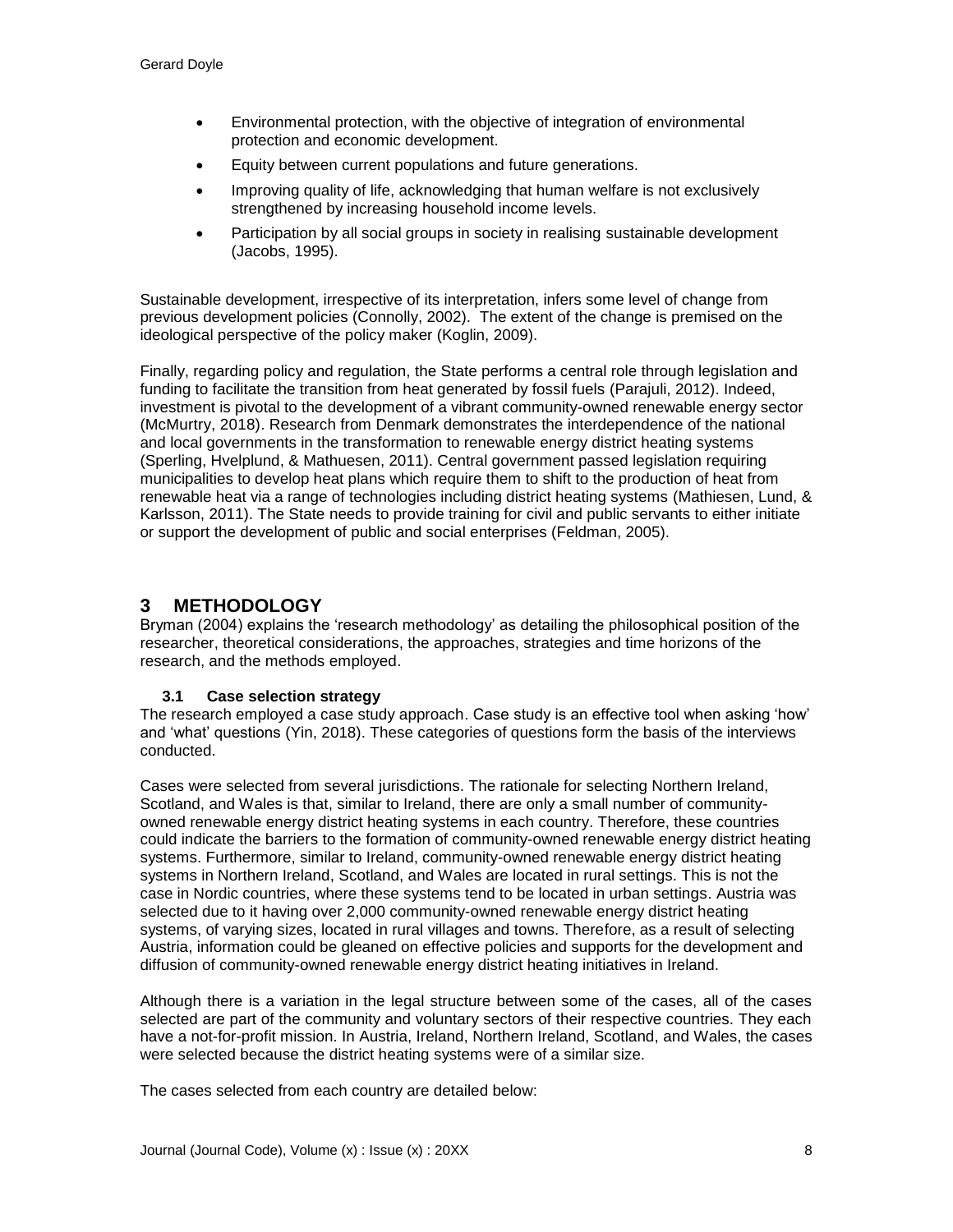- Environmental protection, with the objective of integration of environmental protection and economic development.
- Equity between current populations and future generations.
- Improving quality of life, acknowledging that human welfare is not exclusively strengthened by increasing household income levels.
- Participation by all social groups in society in realising sustainable development (Jacobs, 1995).

Sustainable development, irrespective of its interpretation, infers some level of change from previous development policies (Connolly, 2002). The extent of the change is premised on the ideological perspective of the policy maker (Koglin, 2009).

Finally, regarding policy and regulation, the State performs a central role through legislation and funding to facilitate the transition from heat generated by fossil fuels (Parajuli, 2012). Indeed, investment is pivotal to the development of a vibrant community-owned renewable energy sector (McMurtry, 2018). Research from Denmark demonstrates the interdependence of the national and local governments in the transformation to renewable energy district heating systems (Sperling, Hvelplund, & Mathuesen, 2011). Central government passed legislation requiring municipalities to develop heat plans which require them to shift to the production of heat from renewable heat via a range of technologies including district heating systems (Mathiesen, Lund, & Karlsson, 2011). The State needs to provide training for civil and public servants to either initiate or support the development of public and social enterprises (Feldman, 2005).

# 3 METHODOLOGY

Bryman (2004) explains the 'research methodology' as detailing the philosophical position of the researcher, theoretical considerations, the approaches, strategies and time horizons of the research, and the methods employed.

## 3.1 Case selection strategy

The research employed a case study approach. Case study is an effective tool when asking 'how' and 'what' questions (Yin, 2018). These categories of questions form the basis of the interviews conducted.

Cases were selected from several jurisdictions. The rationale for selecting Northern Ireland, Scotland, and Wales is that, similar to Ireland, there are only a small number of community-owned renewable energy district heating systems in each country. Therefore, these countries could indicate the barriers to the formation of community-owned renewable energy district heating systems. Furthermore, similar to Ireland, community-owned renewable energy district heating systems in Northern Ireland, Scotland, and Wales are located in rural settings. This is not the case in Nordic countries, where these systems tend to be located in urban settings. Austria was selected due to it having over 2,000 community-owned renewable energy district heating systems, of varying sizes, located in rural villages and towns. Therefore, as a result of selecting Austria, information could be gleaned on effective policies and supports for the development and diffusion of community-owned renewable energy district heating initiatives in Ireland.

Although there is a variation in the legal structure between some of the cases, all of the cases selected are part of the community and voluntary sectors of their respective countries. They each have a not-for-profit mission. In Austria, Ireland, Northern Ireland, Scotland, and Wales, the cases were selected because the district heating systems were of a similar size.

The cases selected from each country are detailed below: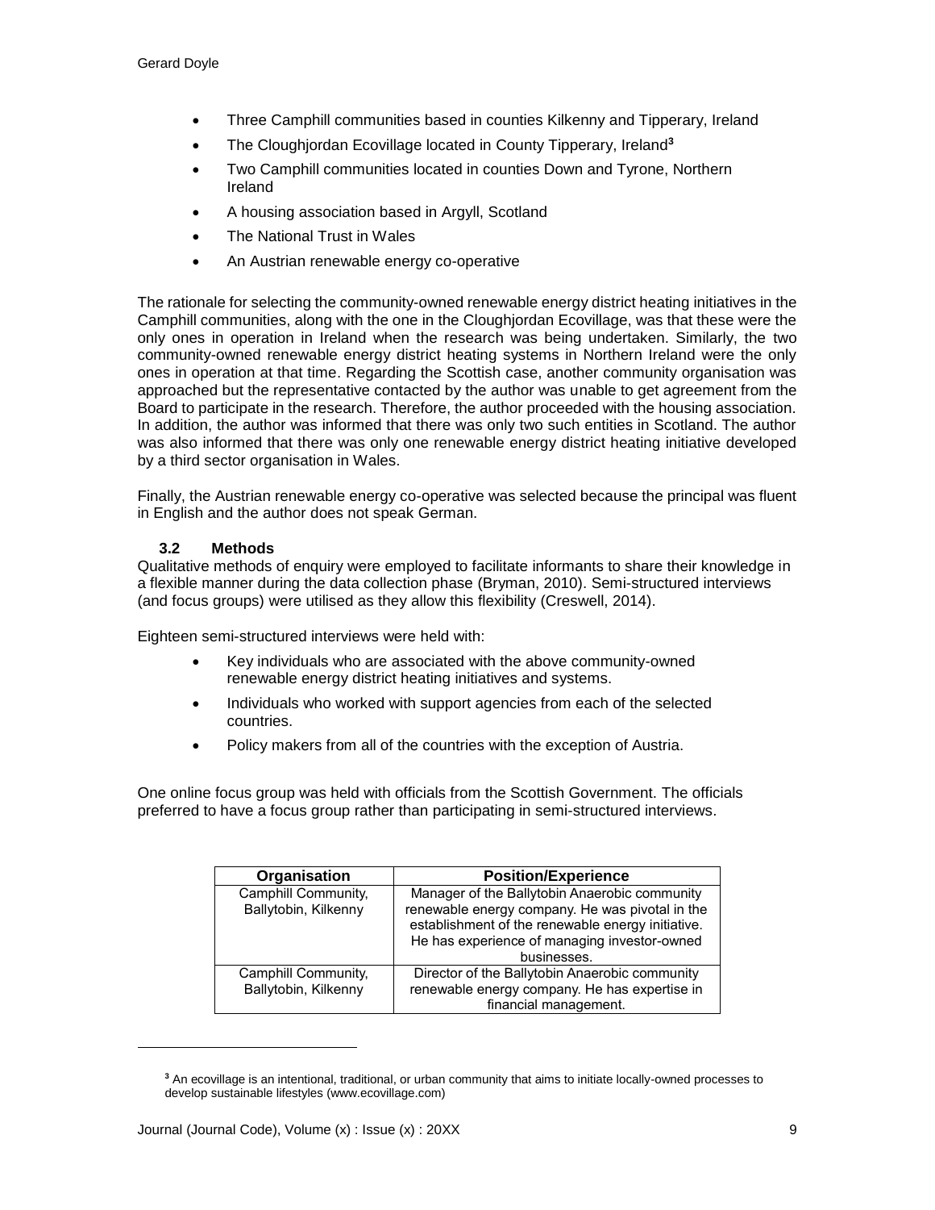- Three Camphill communities based in counties Kilkenny and Tipperary, Ireland
- The Cloughjordan Ecovillage located in County Tipperary, Ireland[3]
- Two Camphill communities located in counties Down and Tyrone, Northern Ireland
- A housing association based in Argyll, Scotland
- The National Trust in Wales
- An Austrian renewable energy co-operative

The rationale for selecting the community-owned renewable energy district heating initiatives in the Camphill communities, along with the one in the Cloughjordan Ecovillage, was that these were the only ones in operation in Ireland when the research was being undertaken. Similarly, the two community-owned renewable energy district heating systems in Northern Ireland were the only ones in operation at that time. Regarding the Scottish case, another community organisation was approached but the representative contacted by the author was unable to get agreement from the Board to participate in the research. Therefore, the author proceeded with the housing association. In addition, the author was informed that there was only two such entities in Scotland. The author was also informed that there was only one renewable energy district heating initiative developed by a third sector organisation in Wales.

Finally, the Austrian renewable energy co-operative was selected because the principal was fluent in English and the author does not speak German.

### 3.2 Methods

Qualitative methods of enquiry were employed to facilitate informants to share their knowledge in a flexible manner during the data collection phase (Bryman, 2010). Semi-structured interviews (and focus groups) were utilised as they allow this flexibility (Creswell, 2014).

Eighteen semi-structured interviews were held with:

- Key individuals who are associated with the above community-owned renewable energy district heating initiatives and systems.
- Individuals who worked with support agencies from each of the selected countries.
- Policy makers from all of the countries with the exception of Austria.

One online focus group was held with officials from the Scottish Government. The officials preferred to have a focus group rather than participating in semi-structured interviews.

| Organisation | Position/Experience |
| --- | --- |
| Camphill Community, Ballytobin, Kilkenny | Manager of the Ballytobin Anaerobic community renewable energy company. He was pivotal in the establishment of the renewable energy initiative. He has experience of managing investor-owned businesses. |
| Camphill Community, Ballytobin, Kilkenny | Director of the Ballytobin Anaerobic community renewable energy company. He has expertise in financial management. |

[3] An ecovillage is an intentional, traditional, or urban community that aims to initiate locally-owned processes to develop sustainable lifestyles (www.ecovillage.com)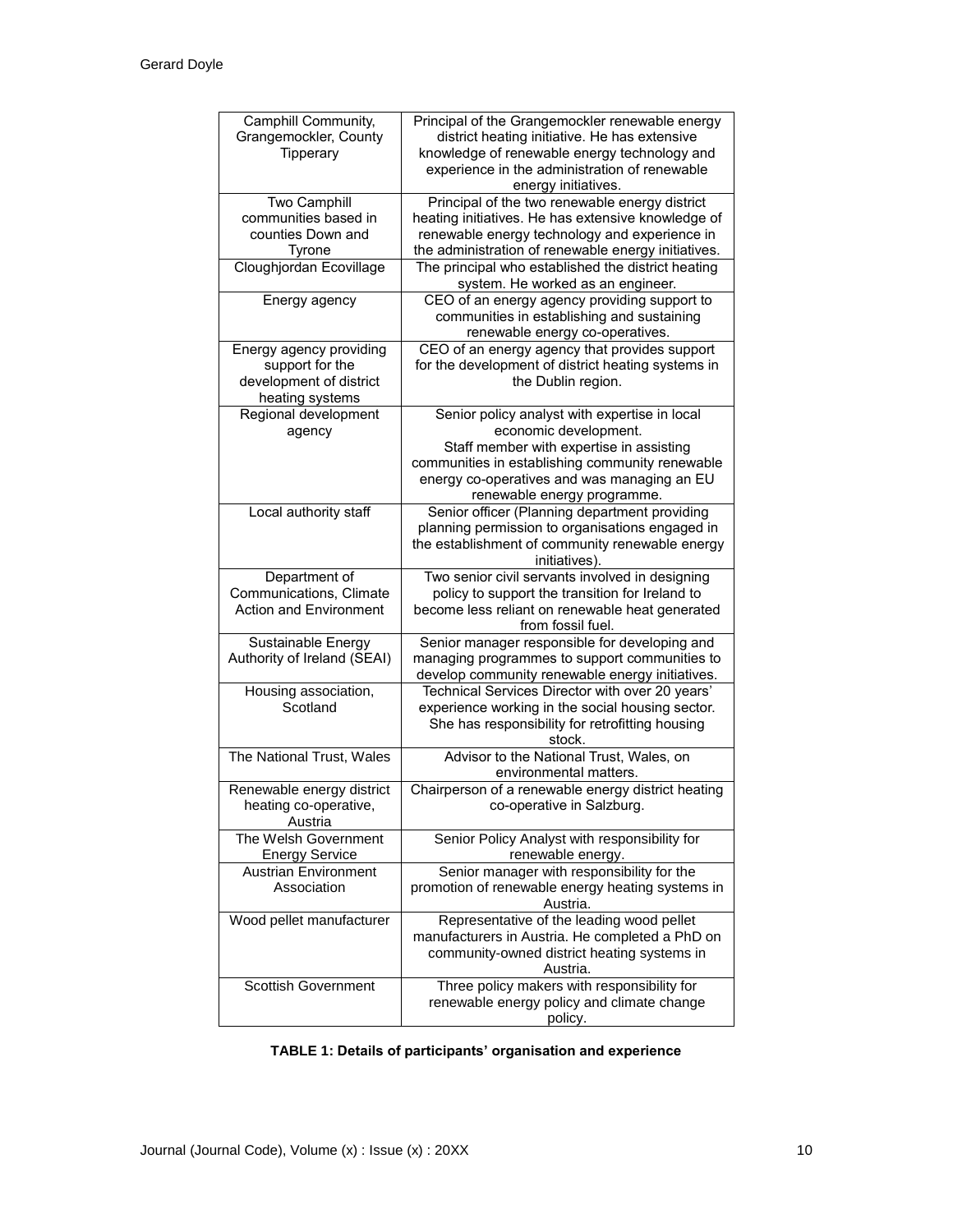| Camphill Community, Grangemockler, County Tipperary | Principal of the Grangemockler renewable energy district heating initiative. He has extensive knowledge of renewable energy technology and experience in the administration of renewable energy initiatives. |
|---|---|
| Two Camphill communities based in counties Down and Tyrone | Principal of the two renewable energy district heating initiatives. He has extensive knowledge of renewable energy technology and experience in the administration of renewable energy initiatives. |
| Cloughjordan Ecovillage | The principal who established the district heating system. He worked as an engineer. |
| Energy agency | CEO of an energy agency providing support to communities in establishing and sustaining renewable energy co-operatives. |
| Energy agency providing support for the development of district heating systems | CEO of an energy agency that provides support for the development of district heating systems in the Dublin region. |
| Regional development agency | Senior policy analyst with expertise in local economic development.<br>Staff member with expertise in assisting communities in establishing community renewable energy co-operatives and was managing an EU renewable energy programme. |
| Local authority staff | Senior officer (Planning department providing planning permission to organisations engaged in the establishment of community renewable energy initiatives). |
| Department of Communications, Climate Action and Environment | Two senior civil servants involved in designing policy to support the transition for Ireland to become less reliant on renewable heat generated from fossil fuel. |
| Sustainable Energy Authority of Ireland (SEAI) | Senior manager responsible for developing and managing programmes to support communities to develop community renewable energy initiatives. |
| Housing association, Scotland | Technical Services Director with over 20 years' experience working in the social housing sector. She has responsibility for retrofitting housing stock. |
| The National Trust, Wales | Advisor to the National Trust, Wales, on environmental matters. |
| Renewable energy district heating co-operative, Austria | Chairperson of a renewable energy district heating co-operative in Salzburg. |
| The Welsh Government Energy Service | Senior Policy Analyst with responsibility for renewable energy. |
| Austrian Environment Association | Senior manager with responsibility for the promotion of renewable energy heating systems in Austria. |
| Wood pellet manufacturer | Representative of the leading wood pellet manufacturers in Austria. He completed a PhD on community-owned district heating systems in Austria. |
| Scottish Government | Three policy makers with responsibility for renewable energy policy and climate change policy. |

**TABLE 1: Details of participants' organisation and experience**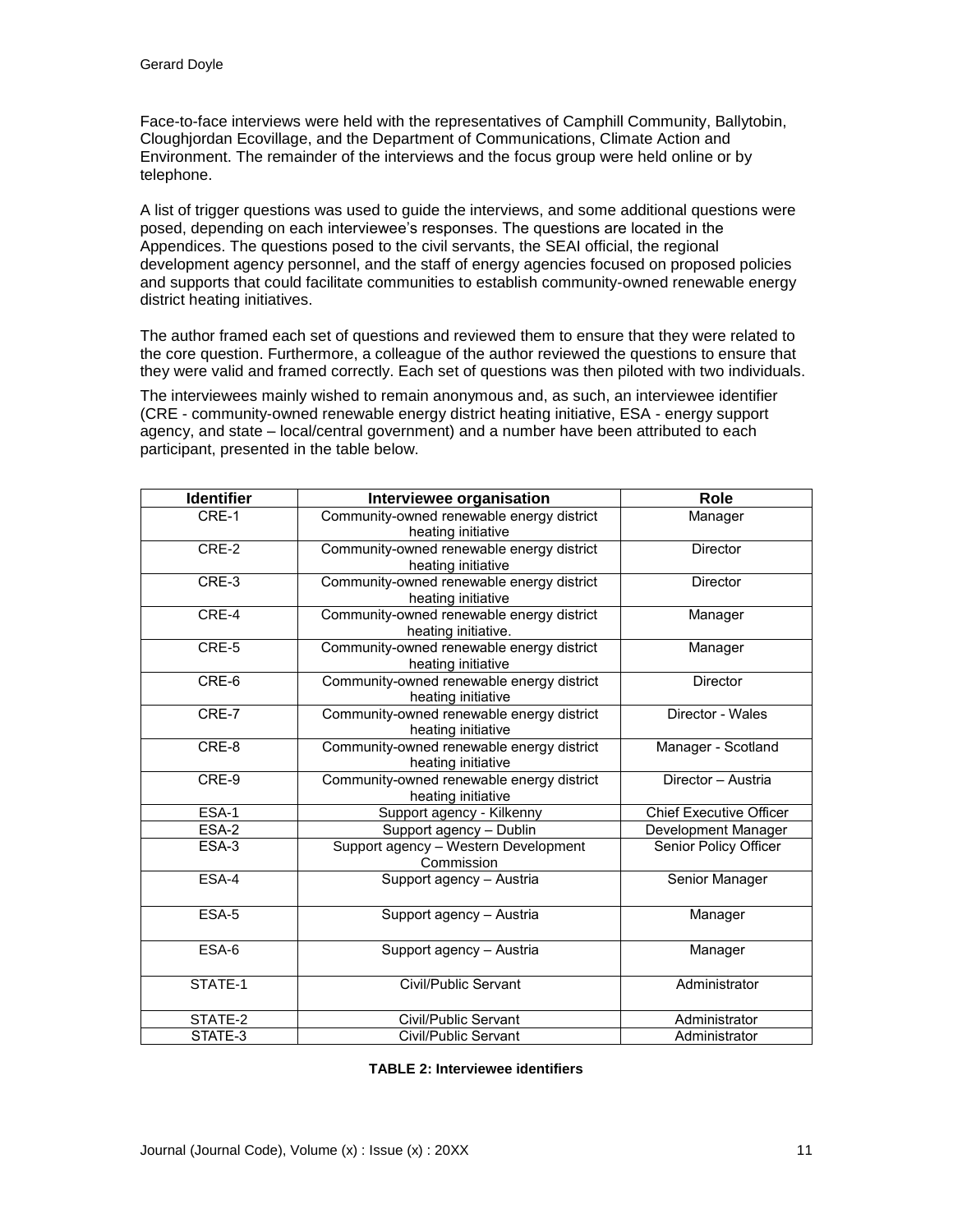Face-to-face interviews were held with the representatives of Camphill Community, Ballytobin, Cloughjordan Ecovillage, and the Department of Communications, Climate Action and Environment. The remainder of the interviews and the focus group were held online or by telephone.

A list of trigger questions was used to guide the interviews, and some additional questions were posed, depending on each interviewee's responses. The questions are located in the Appendices. The questions posed to the civil servants, the SEAI official, the regional development agency personnel, and the staff of energy agencies focused on proposed policies and supports that could facilitate communities to establish community-owned renewable energy district heating initiatives.

The author framed each set of questions and reviewed them to ensure that they were related to the core question. Furthermore, a colleague of the author reviewed the questions to ensure that they were valid and framed correctly. Each set of questions was then piloted with two individuals.

The interviewees mainly wished to remain anonymous and, as such, an interviewee identifier (CRE - community-owned renewable energy district heating initiative, ESA - energy support agency, and state – local/central government) and a number have been attributed to each participant, presented in the table below.

| Identifier | Interviewee organisation | Role |
|---|---|---|
| CRE-1 | Community-owned renewable energy district heating initiative | Manager |
| CRE-2 | Community-owned renewable energy district heating initiative | Director |
| CRE-3 | Community-owned renewable energy district heating initiative | Director |
| CRE-4 | Community-owned renewable energy district heating initiative. | Manager |
| CRE-5 | Community-owned renewable energy district heating initiative | Manager |
| CRE-6 | Community-owned renewable energy district heating initiative | Director |
| CRE-7 | Community-owned renewable energy district heating initiative | Director - Wales |
| CRE-8 | Community-owned renewable energy district heating initiative | Manager - Scotland |
| CRE-9 | Community-owned renewable energy district heating initiative | Director – Austria |
| ESA-1 | Support agency - Kilkenny | Chief Executive Officer |
| ESA-2 | Support agency – Dublin | Development Manager |
| ESA-3 | Support agency – Western Development Commission | Senior Policy Officer |
| ESA-4 | Support agency – Austria | Senior Manager |
| ESA-5 | Support agency – Austria | Manager |
| ESA-6 | Support agency – Austria | Manager |
| STATE-1 | Civil/Public Servant | Administrator |
| STATE-2 | Civil/Public Servant | Administrator |
| STATE-3 | Civil/Public Servant | Administrator |

**TABLE 2: Interviewee identifiers**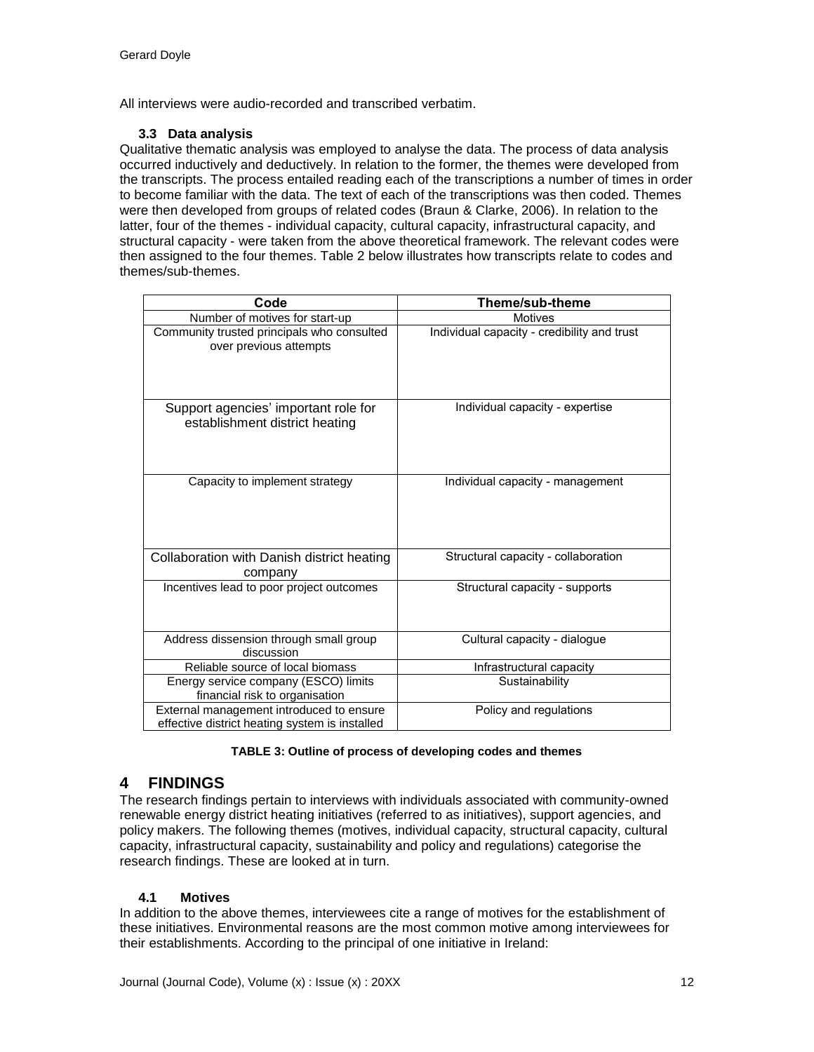All interviews were audio-recorded and transcribed verbatim.

### 3.3 Data analysis

Qualitative thematic analysis was employed to analyse the data. The process of data analysis occurred inductively and deductively. In relation to the former, the themes were developed from the transcripts. The process entailed reading each of the transcriptions a number of times in order to become familiar with the data. The text of each of the transcriptions was then coded. Themes were then developed from groups of related codes (Braun & Clarke, 2006). In relation to the latter, four of the themes - individual capacity, cultural capacity, infrastructural capacity, and structural capacity - were taken from the above theoretical framework. The relevant codes were then assigned to the four themes. Table 2 below illustrates how transcripts relate to codes and themes/sub-themes.

| Code | Theme/sub-theme |
|---|---|
| Number of motives for start-up | Motives |
| Community trusted principals who consulted over previous attempts | Individual capacity - credibility and trust |
| Support agencies' important role for establishment district heating | Individual capacity - expertise |
| Capacity to implement strategy | Individual capacity - management |
| Collaboration with Danish district heating company | Structural capacity - collaboration |
| Incentives lead to poor project outcomes | Structural capacity - supports |
| Address dissension through small group discussion | Cultural capacity - dialogue |
| Reliable source of local biomass | Infrastructural capacity |
| Energy service company (ESCO) limits financial risk to organisation | Sustainability |
| External management introduced to ensure effective district heating system is installed | Policy and regulations |

**TABLE 3: Outline of process of developing codes and themes**

## 4 FINDINGS

The research findings pertain to interviews with individuals associated with community-owned renewable energy district heating initiatives (referred to as initiatives), support agencies, and policy makers. The following themes (motives, individual capacity, structural capacity, cultural capacity, infrastructural capacity, sustainability and policy and regulations) categorise the research findings. These are looked at in turn.

### 4.1 Motives

In addition to the above themes, interviewees cite a range of motives for the establishment of these initiatives. Environmental reasons are the most common motive among interviewees for their establishments. According to the principal of one initiative in Ireland: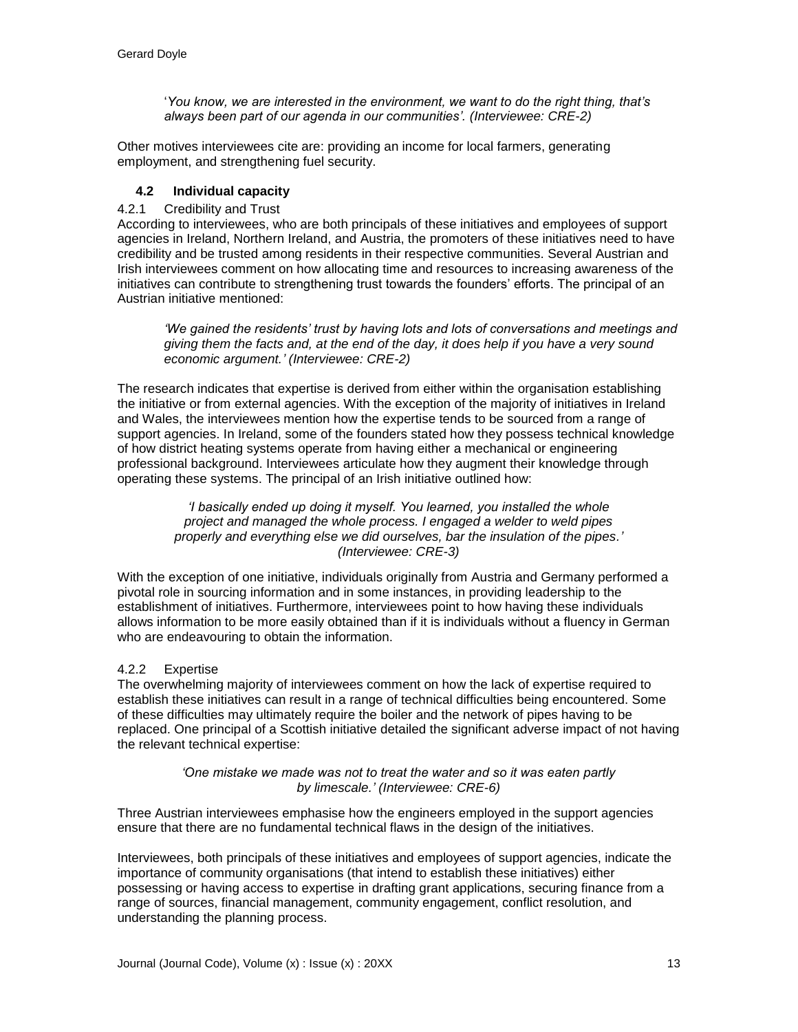'*You know, we are interested in the environment, we want to do the right thing, that's always been part of our agenda in our communities'. (Interviewee: CRE-2)*

Other motives interviewees cite are: providing an income for local farmers, generating employment, and strengthening fuel security.

### 4.2 Individual capacity

#### 4.2.1 Credibility and Trust

According to interviewees, who are both principals of these initiatives and employees of support agencies in Ireland, Northern Ireland, and Austria, the promoters of these initiatives need to have credibility and be trusted among residents in their respective communities. Several Austrian and Irish interviewees comment on how allocating time and resources to increasing awareness of the initiatives can contribute to strengthening trust towards the founders' efforts. The principal of an Austrian initiative mentioned:

*'We gained the residents' trust by having lots and lots of conversations and meetings and giving them the facts and, at the end of the day, it does help if you have a very sound economic argument.' (Interviewee: CRE-2)*

The research indicates that expertise is derived from either within the organisation establishing the initiative or from external agencies. With the exception of the majority of initiatives in Ireland and Wales, the interviewees mention how the expertise tends to be sourced from a range of support agencies. In Ireland, some of the founders stated how they possess technical knowledge of how district heating systems operate from having either a mechanical or engineering professional background. Interviewees articulate how they augment their knowledge through operating these systems. The principal of an Irish initiative outlined how:

*'I basically ended up doing it myself. You learned, you installed the whole project and managed the whole process. I engaged a welder to weld pipes properly and everything else we did ourselves, bar the insulation of the pipes.' (Interviewee: CRE-3)*

With the exception of one initiative, individuals originally from Austria and Germany performed a pivotal role in sourcing information and in some instances, in providing leadership to the establishment of initiatives. Furthermore, interviewees point to how having these individuals allows information to be more easily obtained than if it is individuals without a fluency in German who are endeavouring to obtain the information.

#### 4.2.2 Expertise

The overwhelming majority of interviewees comment on how the lack of expertise required to establish these initiatives can result in a range of technical difficulties being encountered. Some of these difficulties may ultimately require the boiler and the network of pipes having to be replaced. One principal of a Scottish initiative detailed the significant adverse impact of not having the relevant technical expertise:

*'One mistake we made was not to treat the water and so it was eaten partly by limescale.' (Interviewee: CRE-6)*

Three Austrian interviewees emphasise how the engineers employed in the support agencies ensure that there are no fundamental technical flaws in the design of the initiatives.

Interviewees, both principals of these initiatives and employees of support agencies, indicate the importance of community organisations (that intend to establish these initiatives) either possessing or having access to expertise in drafting grant applications, securing finance from a range of sources, financial management, community engagement, conflict resolution, and understanding the planning process.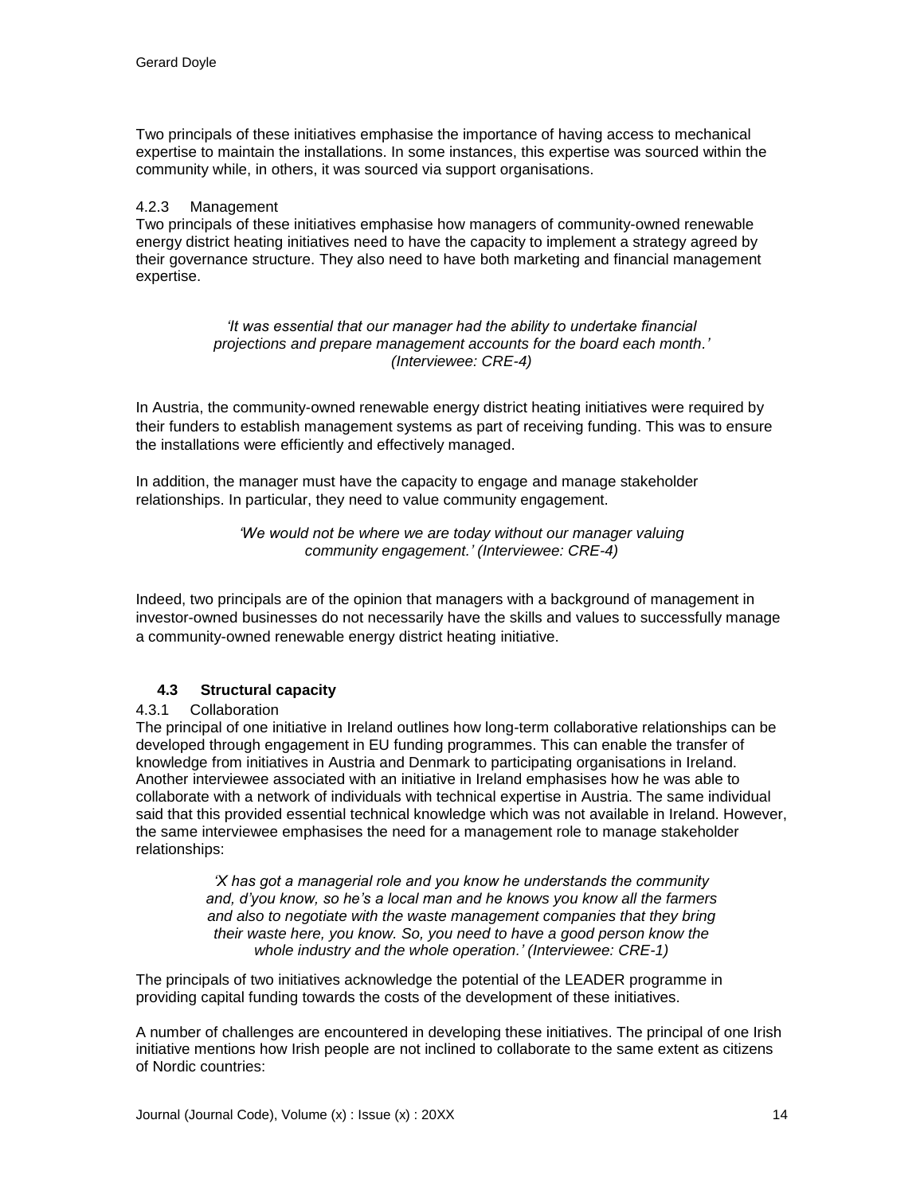Two principals of these initiatives emphasise the importance of having access to mechanical expertise to maintain the installations. In some instances, this expertise was sourced within the community while, in others, it was sourced via support organisations.

#### 4.2.3 Management

Two principals of these initiatives emphasise how managers of community-owned renewable energy district heating initiatives need to have the capacity to implement a strategy agreed by their governance structure. They also need to have both marketing and financial management expertise.

> *'It was essential that our manager had the ability to undertake financial projections and prepare management accounts for the board each month.' (Interviewee: CRE-4)*

In Austria, the community-owned renewable energy district heating initiatives were required by their funders to establish management systems as part of receiving funding. This was to ensure the installations were efficiently and effectively managed.

In addition, the manager must have the capacity to engage and manage stakeholder relationships. In particular, they need to value community engagement.

> *'We would not be where we are today without our manager valuing community engagement.' (Interviewee: CRE-4)*

Indeed, two principals are of the opinion that managers with a background of management in investor-owned businesses do not necessarily have the skills and values to successfully manage a community-owned renewable energy district heating initiative.

### 4.3 Structural capacity

#### 4.3.1 Collaboration

The principal of one initiative in Ireland outlines how long-term collaborative relationships can be developed through engagement in EU funding programmes. This can enable the transfer of knowledge from initiatives in Austria and Denmark to participating organisations in Ireland. Another interviewee associated with an initiative in Ireland emphasises how he was able to collaborate with a network of individuals with technical expertise in Austria. The same individual said that this provided essential technical knowledge which was not available in Ireland. However, the same interviewee emphasises the need for a management role to manage stakeholder relationships:

> *'X has got a managerial role and you know he understands the community and, d'you know, so he's a local man and he knows you know all the farmers and also to negotiate with the waste management companies that they bring their waste here, you know. So, you need to have a good person know the whole industry and the whole operation.' (Interviewee: CRE-1)*

The principals of two initiatives acknowledge the potential of the LEADER programme in providing capital funding towards the costs of the development of these initiatives.

A number of challenges are encountered in developing these initiatives. The principal of one Irish initiative mentions how Irish people are not inclined to collaborate to the same extent as citizens of Nordic countries: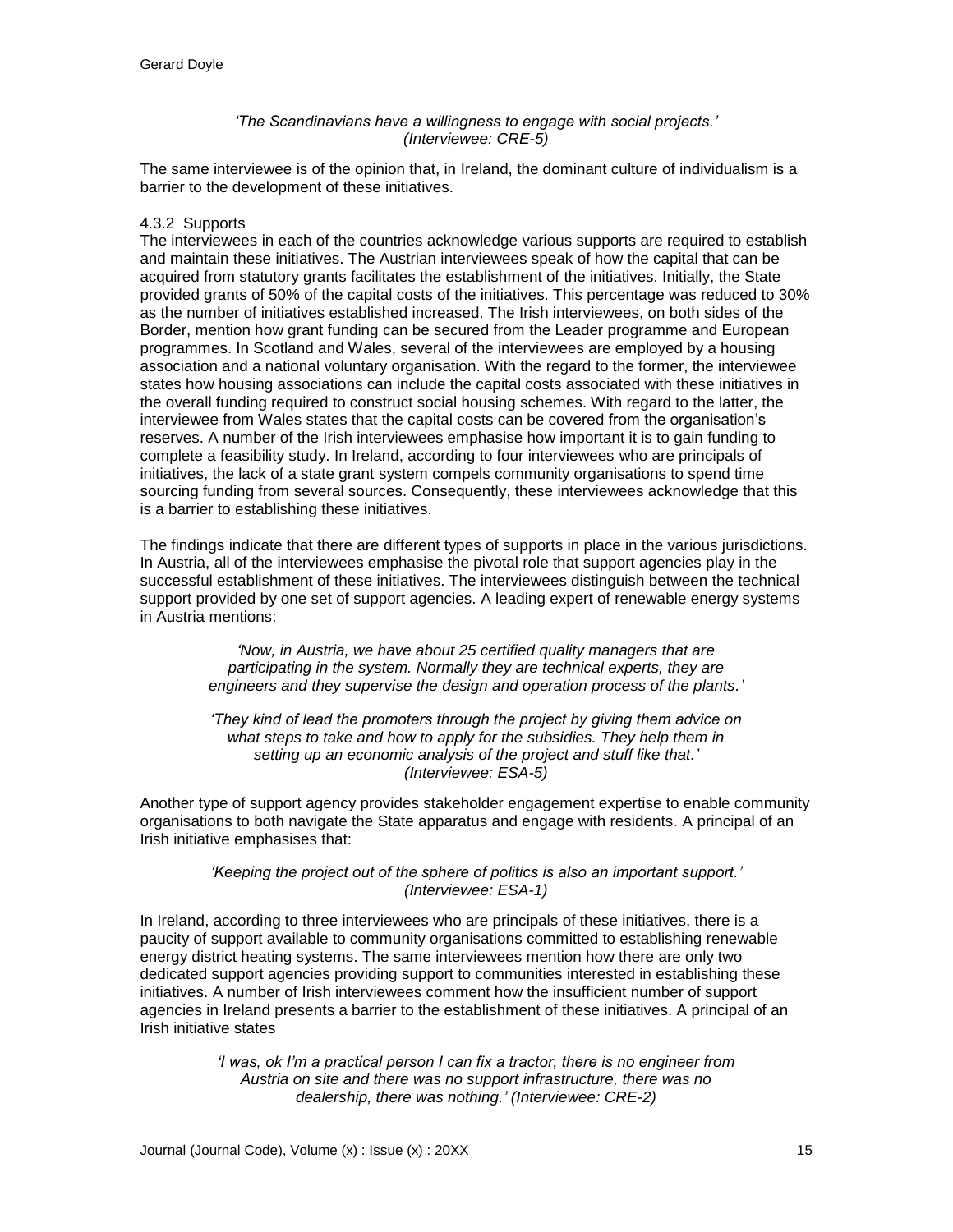*'The Scandinavians have a willingness to engage with social projects.'*
*(Interviewee: CRE-5)*

The same interviewee is of the opinion that, in Ireland, the dominant culture of individualism is a barrier to the development of these initiatives.

#### 4.3.2 Supports

The interviewees in each of the countries acknowledge various supports are required to establish and maintain these initiatives. The Austrian interviewees speak of how the capital that can be acquired from statutory grants facilitates the establishment of the initiatives. Initially, the State provided grants of 50% of the capital costs of the initiatives. This percentage was reduced to 30% as the number of initiatives established increased. The Irish interviewees, on both sides of the Border, mention how grant funding can be secured from the Leader programme and European programmes. In Scotland and Wales, several of the interviewees are employed by a housing association and a national voluntary organisation. With the regard to the former, the interviewee states how housing associations can include the capital costs associated with these initiatives in the overall funding required to construct social housing schemes. With regard to the latter, the interviewee from Wales states that the capital costs can be covered from the organisation's reserves. A number of the Irish interviewees emphasise how important it is to gain funding to complete a feasibility study. In Ireland, according to four interviewees who are principals of initiatives, the lack of a state grant system compels community organisations to spend time sourcing funding from several sources. Consequently, these interviewees acknowledge that this is a barrier to establishing these initiatives.

The findings indicate that there are different types of supports in place in the various jurisdictions. In Austria, all of the interviewees emphasise the pivotal role that support agencies play in the successful establishment of these initiatives. The interviewees distinguish between the technical support provided by one set of support agencies. A leading expert of renewable energy systems in Austria mentions:

> *'Now, in Austria, we have about 25 certified quality managers that are participating in the system. Normally they are technical experts, they are engineers and they supervise the design and operation process of the plants.'*
>
> *'They kind of lead the promoters through the project by giving them advice on what steps to take and how to apply for the subsidies. They help them in setting up an economic analysis of the project and stuff like that.'*
> *(Interviewee: ESA-5)*

Another type of support agency provides stakeholder engagement expertise to enable community organisations to both navigate the State apparatus and engage with residents. A principal of an Irish initiative emphasises that:

> *'Keeping the project out of the sphere of politics is also an important support.'*
> *(Interviewee: ESA-1)*

In Ireland, according to three interviewees who are principals of these initiatives, there is a paucity of support available to community organisations committed to establishing renewable energy district heating systems. The same interviewees mention how there are only two dedicated support agencies providing support to communities interested in establishing these initiatives. A number of Irish interviewees comment how the insufficient number of support agencies in Ireland presents a barrier to the establishment of these initiatives. A principal of an Irish initiative states

> *'I was, ok I'm a practical person I can fix a tractor, there is no engineer from Austria on site and there was no support infrastructure, there was no dealership, there was nothing.' (Interviewee: CRE-2)*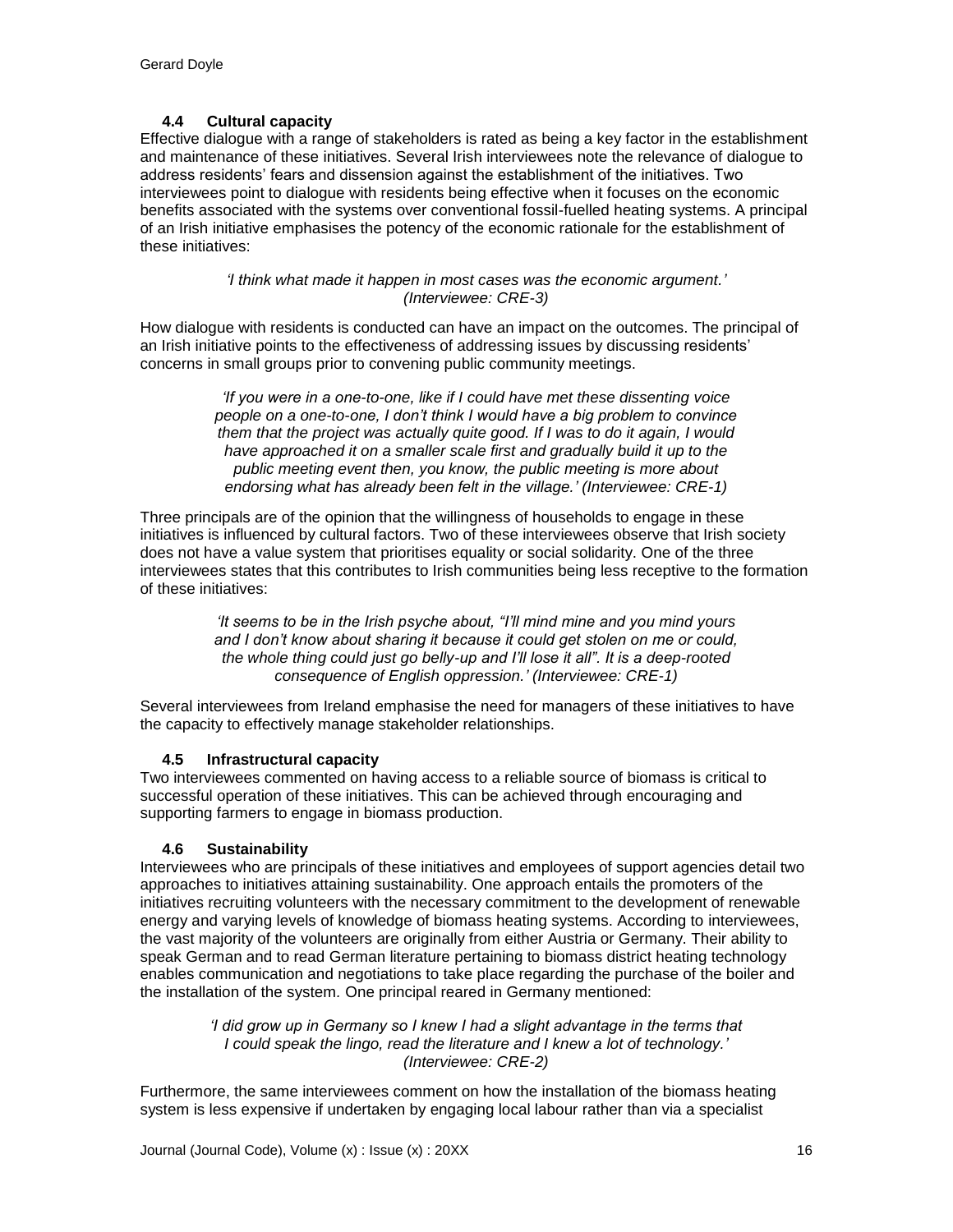### 4.4 Cultural capacity

Effective dialogue with a range of stakeholders is rated as being a key factor in the establishment and maintenance of these initiatives. Several Irish interviewees note the relevance of dialogue to address residents' fears and dissension against the establishment of the initiatives. Two interviewees point to dialogue with residents being effective when it focuses on the economic benefits associated with the systems over conventional fossil-fuelled heating systems. A principal of an Irish initiative emphasises the potency of the economic rationale for the establishment of these initiatives:

> *'I think what made it happen in most cases was the economic argument.' (Interviewee: CRE-3)*

How dialogue with residents is conducted can have an impact on the outcomes. The principal of an Irish initiative points to the effectiveness of addressing issues by discussing residents' concerns in small groups prior to convening public community meetings.

> *'If you were in a one-to-one, like if I could have met these dissenting voice people on a one-to-one, I don't think I would have a big problem to convince them that the project was actually quite good. If I was to do it again, I would have approached it on a smaller scale first and gradually build it up to the public meeting event then, you know, the public meeting is more about endorsing what has already been felt in the village.' (Interviewee: CRE-1)*

Three principals are of the opinion that the willingness of households to engage in these initiatives is influenced by cultural factors. Two of these interviewees observe that Irish society does not have a value system that prioritises equality or social solidarity. One of the three interviewees states that this contributes to Irish communities being less receptive to the formation of these initiatives:

> *'It seems to be in the Irish psyche about, "I'll mind mine and you mind yours and I don't know about sharing it because it could get stolen on me or could, the whole thing could just go belly-up and I'll lose it all". It is a deep-rooted consequence of English oppression.' (Interviewee: CRE-1)*

Several interviewees from Ireland emphasise the need for managers of these initiatives to have the capacity to effectively manage stakeholder relationships.

### 4.5 Infrastructural capacity

Two interviewees commented on having access to a reliable source of biomass is critical to successful operation of these initiatives. This can be achieved through encouraging and supporting farmers to engage in biomass production.

### 4.6 Sustainability

Interviewees who are principals of these initiatives and employees of support agencies detail two approaches to initiatives attaining sustainability. One approach entails the promoters of the initiatives recruiting volunteers with the necessary commitment to the development of renewable energy and varying levels of knowledge of biomass heating systems. According to interviewees, the vast majority of the volunteers are originally from either Austria or Germany. Their ability to speak German and to read German literature pertaining to biomass district heating technology enables communication and negotiations to take place regarding the purchase of the boiler and the installation of the system. One principal reared in Germany mentioned:

> *'I did grow up in Germany so I knew I had a slight advantage in the terms that I could speak the lingo, read the literature and I knew a lot of technology.' (Interviewee: CRE-2)*

Furthermore, the same interviewees comment on how the installation of the biomass heating system is less expensive if undertaken by engaging local labour rather than via a specialist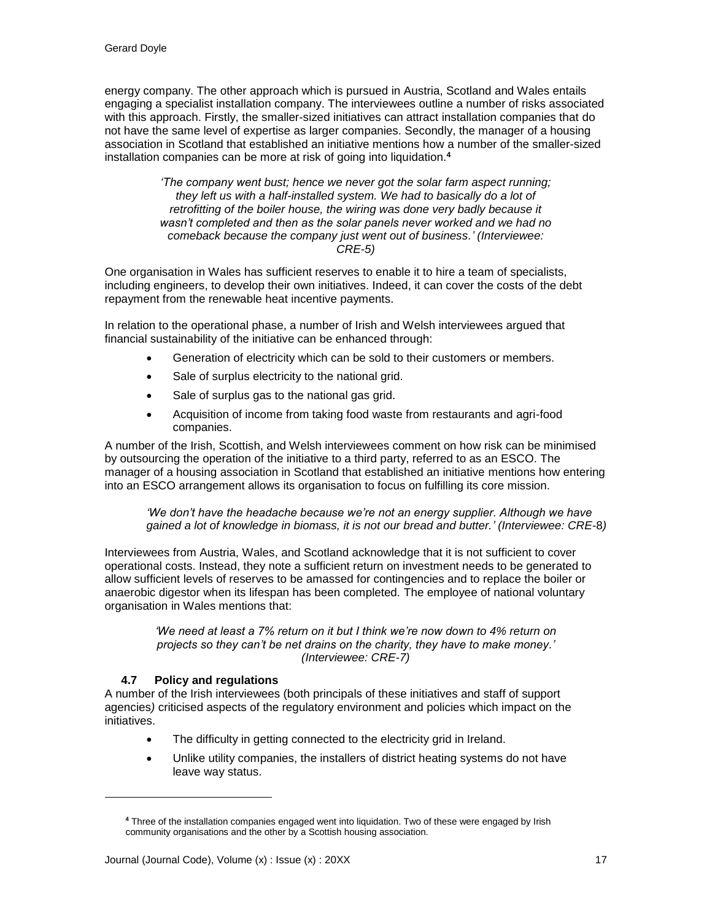energy company. The other approach which is pursued in Austria, Scotland and Wales entails engaging a specialist installation company. The interviewees outline a number of risks associated with this approach. Firstly, the smaller-sized initiatives can attract installation companies that do not have the same level of expertise as larger companies. Secondly, the manager of a housing association in Scotland that established an initiative mentions how a number of the smaller-sized installation companies can be more at risk of going into liquidation.[4]

> *'The company went bust; hence we never got the solar farm aspect running; they left us with a half-installed system. We had to basically do a lot of retrofitting of the boiler house, the wiring was done very badly because it wasn't completed and then as the solar panels never worked and we had no comeback because the company just went out of business.' (Interviewee: CRE-5)*

One organisation in Wales has sufficient reserves to enable it to hire a team of specialists, including engineers, to develop their own initiatives. Indeed, it can cover the costs of the debt repayment from the renewable heat incentive payments.

In relation to the operational phase, a number of Irish and Welsh interviewees argued that financial sustainability of the initiative can be enhanced through:

- Generation of electricity which can be sold to their customers or members.
- Sale of surplus electricity to the national grid.
- Sale of surplus gas to the national gas grid.
- Acquisition of income from taking food waste from restaurants and agri-food companies.

A number of the Irish, Scottish, and Welsh interviewees comment on how risk can be minimised by outsourcing the operation of the initiative to a third party, referred to as an ESCO. The manager of a housing association in Scotland that established an initiative mentions how entering into an ESCO arrangement allows its organisation to focus on fulfilling its core mission.

> *'We don't have the headache because we're not an energy supplier. Although we have gained a lot of knowledge in biomass, it is not our bread and butter.' (Interviewee: CRE-8)*

Interviewees from Austria, Wales, and Scotland acknowledge that it is not sufficient to cover operational costs. Instead, they note a sufficient return on investment needs to be generated to allow sufficient levels of reserves to be amassed for contingencies and to replace the boiler or anaerobic digestor when its lifespan has been completed. The employee of national voluntary organisation in Wales mentions that:

> *'We need at least a 7% return on it but I think we're now down to 4% return on projects so they can't be net drains on the charity, they have to make money.' (Interviewee: CRE-7)*

### 4.7 Policy and regulations

A number of the Irish interviewees (both principals of these initiatives and staff of support agencies) criticised aspects of the regulatory environment and policies which impact on the initiatives.

- The difficulty in getting connected to the electricity grid in Ireland.
- Unlike utility companies, the installers of district heating systems do not have leave way status.

---

[4] Three of the installation companies engaged went into liquidation. Two of these were engaged by Irish community organisations and the other by a Scottish housing association.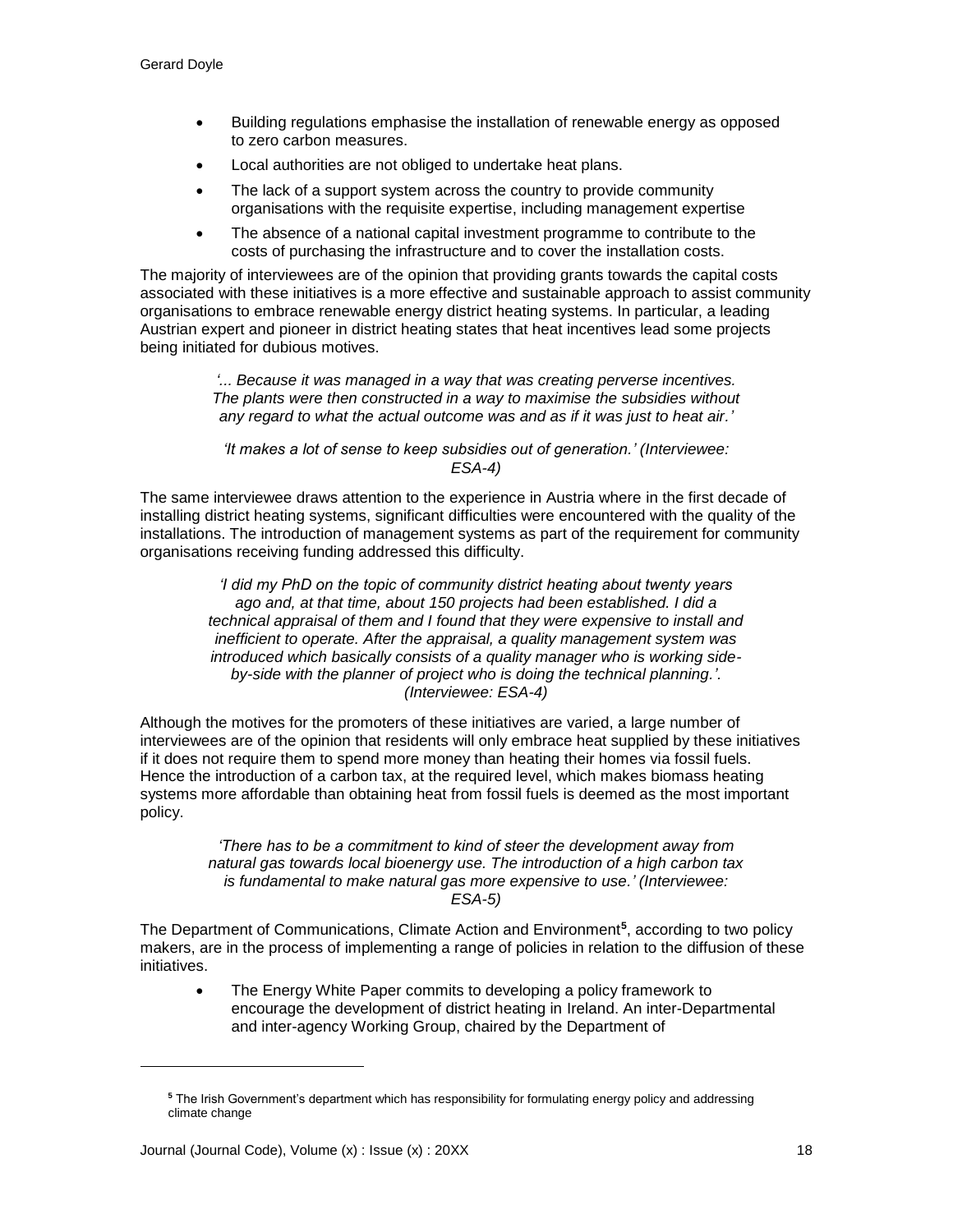- Building regulations emphasise the installation of renewable energy as opposed to zero carbon measures.
- Local authorities are not obliged to undertake heat plans.
- The lack of a support system across the country to provide community organisations with the requisite expertise, including management expertise
- The absence of a national capital investment programme to contribute to the costs of purchasing the infrastructure and to cover the installation costs.

The majority of interviewees are of the opinion that providing grants towards the capital costs associated with these initiatives is a more effective and sustainable approach to assist community organisations to embrace renewable energy district heating systems. In particular, a leading Austrian expert and pioneer in district heating states that heat incentives lead some projects being initiated for dubious motives.

> *'... Because it was managed in a way that was creating perverse incentives. The plants were then constructed in a way to maximise the subsidies without any regard to what the actual outcome was and as if it was just to heat air.'*
>
> *'It makes a lot of sense to keep subsidies out of generation.' (Interviewee: ESA-4)*

The same interviewee draws attention to the experience in Austria where in the first decade of installing district heating systems, significant difficulties were encountered with the quality of the installations. The introduction of management systems as part of the requirement for community organisations receiving funding addressed this difficulty.

> *'I did my PhD on the topic of community district heating about twenty years ago and, at that time, about 150 projects had been established. I did a technical appraisal of them and I found that they were expensive to install and inefficient to operate. After the appraisal, a quality management system was introduced which basically consists of a quality manager who is working side-by-side with the planner of project who is doing the technical planning.'. (Interviewee: ESA-4)*

Although the motives for the promoters of these initiatives are varied, a large number of interviewees are of the opinion that residents will only embrace heat supplied by these initiatives if it does not require them to spend more money than heating their homes via fossil fuels. Hence the introduction of a carbon tax, at the required level, which makes biomass heating systems more affordable than obtaining heat from fossil fuels is deemed as the most important policy.

> *'There has to be a commitment to kind of steer the development away from natural gas towards local bioenergy use. The introduction of a high carbon tax is fundamental to make natural gas more expensive to use.' (Interviewee: ESA-5)*

The Department of Communications, Climate Action and Environment[5], according to two policy makers, are in the process of implementing a range of policies in relation to the diffusion of these initiatives.

- The Energy White Paper commits to developing a policy framework to encourage the development of district heating in Ireland. An inter-Departmental and inter-agency Working Group, chaired by the Department of

[5] The Irish Government's department which has responsibility for formulating energy policy and addressing climate change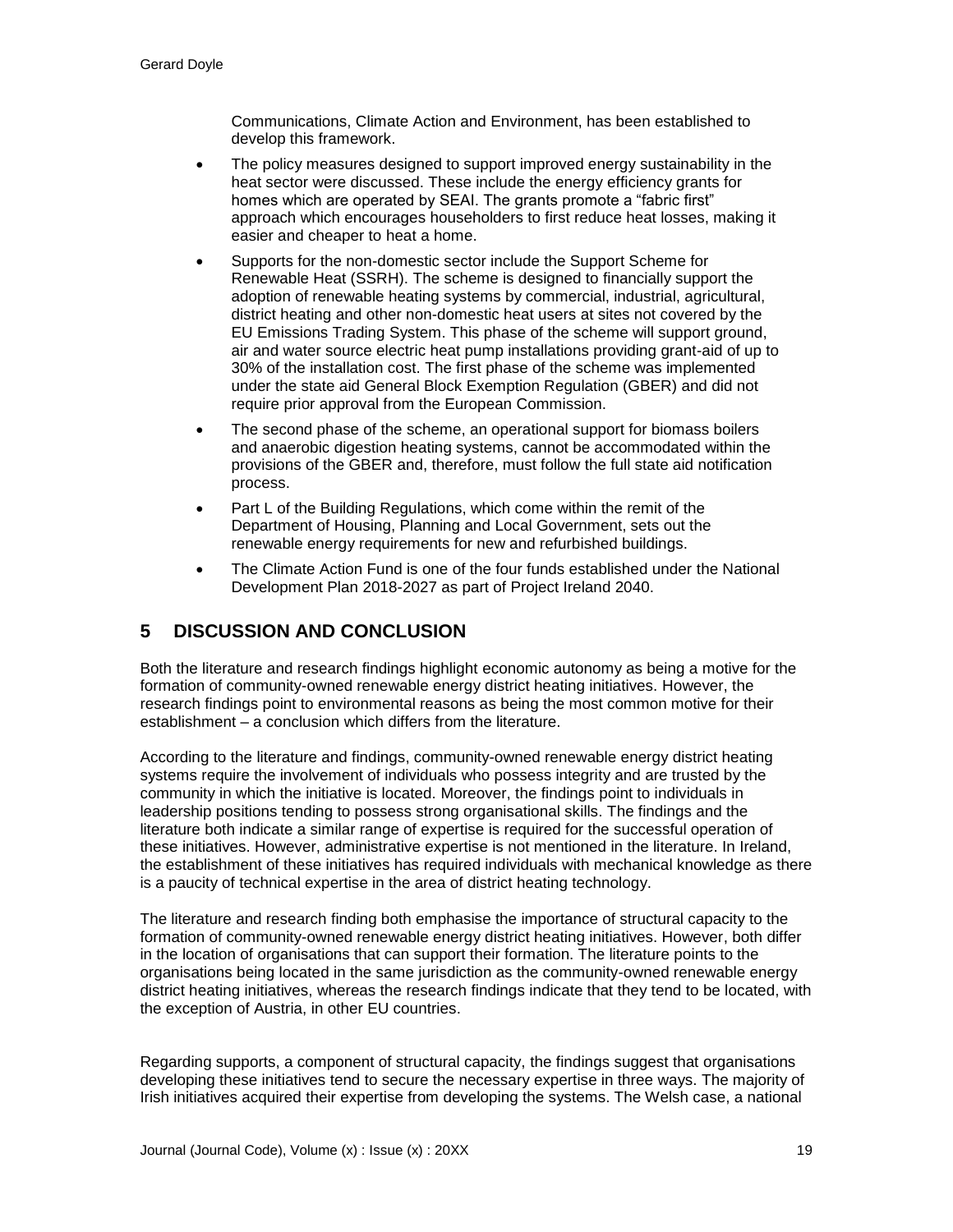Communications, Climate Action and Environment, has been established to develop this framework.

- The policy measures designed to support improved energy sustainability in the heat sector were discussed. These include the energy efficiency grants for homes which are operated by SEAI. The grants promote a "fabric first" approach which encourages householders to first reduce heat losses, making it easier and cheaper to heat a home.
- Supports for the non-domestic sector include the Support Scheme for Renewable Heat (SSRH). The scheme is designed to financially support the adoption of renewable heating systems by commercial, industrial, agricultural, district heating and other non-domestic heat users at sites not covered by the EU Emissions Trading System. This phase of the scheme will support ground, air and water source electric heat pump installations providing grant-aid of up to 30% of the installation cost. The first phase of the scheme was implemented under the state aid General Block Exemption Regulation (GBER) and did not require prior approval from the European Commission.
- The second phase of the scheme, an operational support for biomass boilers and anaerobic digestion heating systems, cannot be accommodated within the provisions of the GBER and, therefore, must follow the full state aid notification process.
- Part L of the Building Regulations, which come within the remit of the Department of Housing, Planning and Local Government, sets out the renewable energy requirements for new and refurbished buildings.
- The Climate Action Fund is one of the four funds established under the National Development Plan 2018-2027 as part of Project Ireland 2040.

## 5 DISCUSSION AND CONCLUSION

Both the literature and research findings highlight economic autonomy as being a motive for the formation of community-owned renewable energy district heating initiatives. However, the research findings point to environmental reasons as being the most common motive for their establishment – a conclusion which differs from the literature.

According to the literature and findings, community-owned renewable energy district heating systems require the involvement of individuals who possess integrity and are trusted by the community in which the initiative is located. Moreover, the findings point to individuals in leadership positions tending to possess strong organisational skills. The findings and the literature both indicate a similar range of expertise is required for the successful operation of these initiatives. However, administrative expertise is not mentioned in the literature. In Ireland, the establishment of these initiatives has required individuals with mechanical knowledge as there is a paucity of technical expertise in the area of district heating technology.

The literature and research finding both emphasise the importance of structural capacity to the formation of community-owned renewable energy district heating initiatives. However, both differ in the location of organisations that can support their formation. The literature points to the organisations being located in the same jurisdiction as the community-owned renewable energy district heating initiatives, whereas the research findings indicate that they tend to be located, with the exception of Austria, in other EU countries.

Regarding supports, a component of structural capacity, the findings suggest that organisations developing these initiatives tend to secure the necessary expertise in three ways. The majority of Irish initiatives acquired their expertise from developing the systems. The Welsh case, a national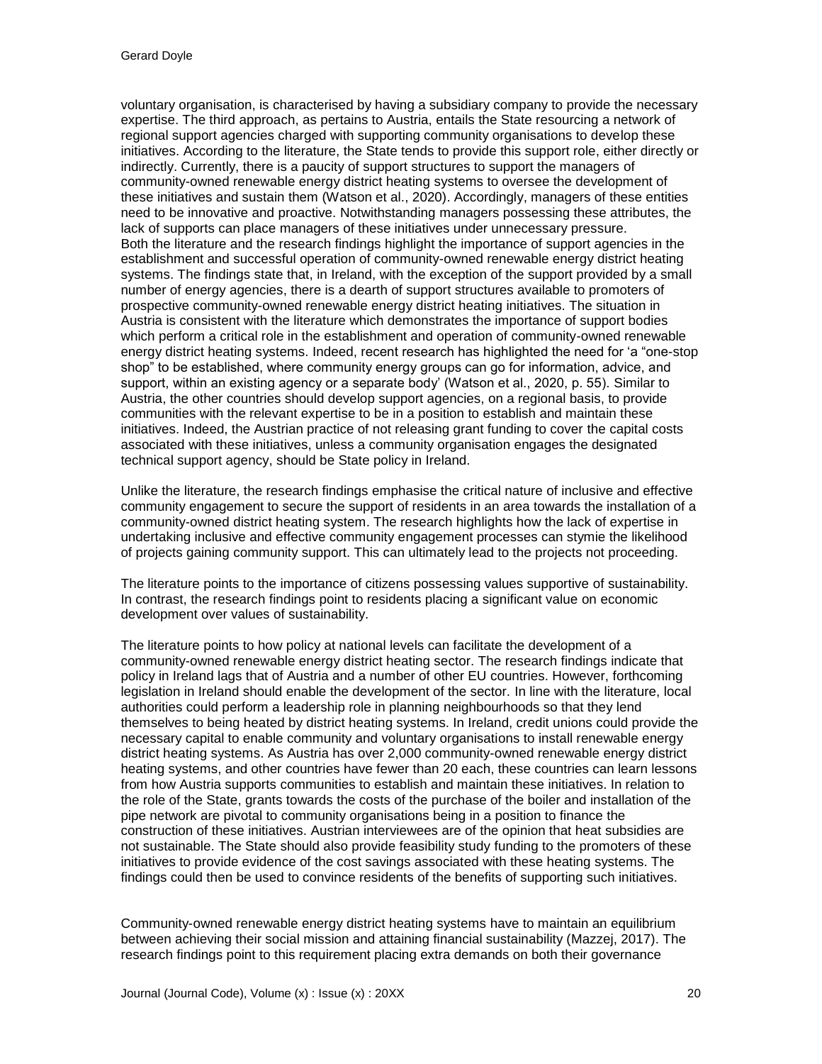voluntary organisation, is characterised by having a subsidiary company to provide the necessary expertise. The third approach, as pertains to Austria, entails the State resourcing a network of regional support agencies charged with supporting community organisations to develop these initiatives. According to the literature, the State tends to provide this support role, either directly or indirectly. Currently, there is a paucity of support structures to support the managers of community-owned renewable energy district heating systems to oversee the development of these initiatives and sustain them (Watson et al., 2020). Accordingly, managers of these entities need to be innovative and proactive. Notwithstanding managers possessing these attributes, the lack of supports can place managers of these initiatives under unnecessary pressure.
Both the literature and the research findings highlight the importance of support agencies in the establishment and successful operation of community-owned renewable energy district heating systems. The findings state that, in Ireland, with the exception of the support provided by a small number of energy agencies, there is a dearth of support structures available to promoters of prospective community-owned renewable energy district heating initiatives. The situation in Austria is consistent with the literature which demonstrates the importance of support bodies which perform a critical role in the establishment and operation of community-owned renewable energy district heating systems. Indeed, recent research has highlighted the need for 'a "one-stop shop" to be established, where community energy groups can go for information, advice, and support, within an existing agency or a separate body' (Watson et al., 2020, p. 55). Similar to Austria, the other countries should develop support agencies, on a regional basis, to provide communities with the relevant expertise to be in a position to establish and maintain these initiatives. Indeed, the Austrian practice of not releasing grant funding to cover the capital costs associated with these initiatives, unless a community organisation engages the designated technical support agency, should be State policy in Ireland.

Unlike the literature, the research findings emphasise the critical nature of inclusive and effective community engagement to secure the support of residents in an area towards the installation of a community-owned district heating system. The research highlights how the lack of expertise in undertaking inclusive and effective community engagement processes can stymie the likelihood of projects gaining community support. This can ultimately lead to the projects not proceeding.

The literature points to the importance of citizens possessing values supportive of sustainability. In contrast, the research findings point to residents placing a significant value on economic development over values of sustainability.

The literature points to how policy at national levels can facilitate the development of a community-owned renewable energy district heating sector. The research findings indicate that policy in Ireland lags that of Austria and a number of other EU countries. However, forthcoming legislation in Ireland should enable the development of the sector. In line with the literature, local authorities could perform a leadership role in planning neighbourhoods so that they lend themselves to being heated by district heating systems. In Ireland, credit unions could provide the necessary capital to enable community and voluntary organisations to install renewable energy district heating systems. As Austria has over 2,000 community-owned renewable energy district heating systems, and other countries have fewer than 20 each, these countries can learn lessons from how Austria supports communities to establish and maintain these initiatives. In relation to the role of the State, grants towards the costs of the purchase of the boiler and installation of the pipe network are pivotal to community organisations being in a position to finance the construction of these initiatives. Austrian interviewees are of the opinion that heat subsidies are not sustainable. The State should also provide feasibility study funding to the promoters of these initiatives to provide evidence of the cost savings associated with these heating systems. The findings could then be used to convince residents of the benefits of supporting such initiatives.

Community-owned renewable energy district heating systems have to maintain an equilibrium between achieving their social mission and attaining financial sustainability (Mazzej, 2017). The research findings point to this requirement placing extra demands on both their governance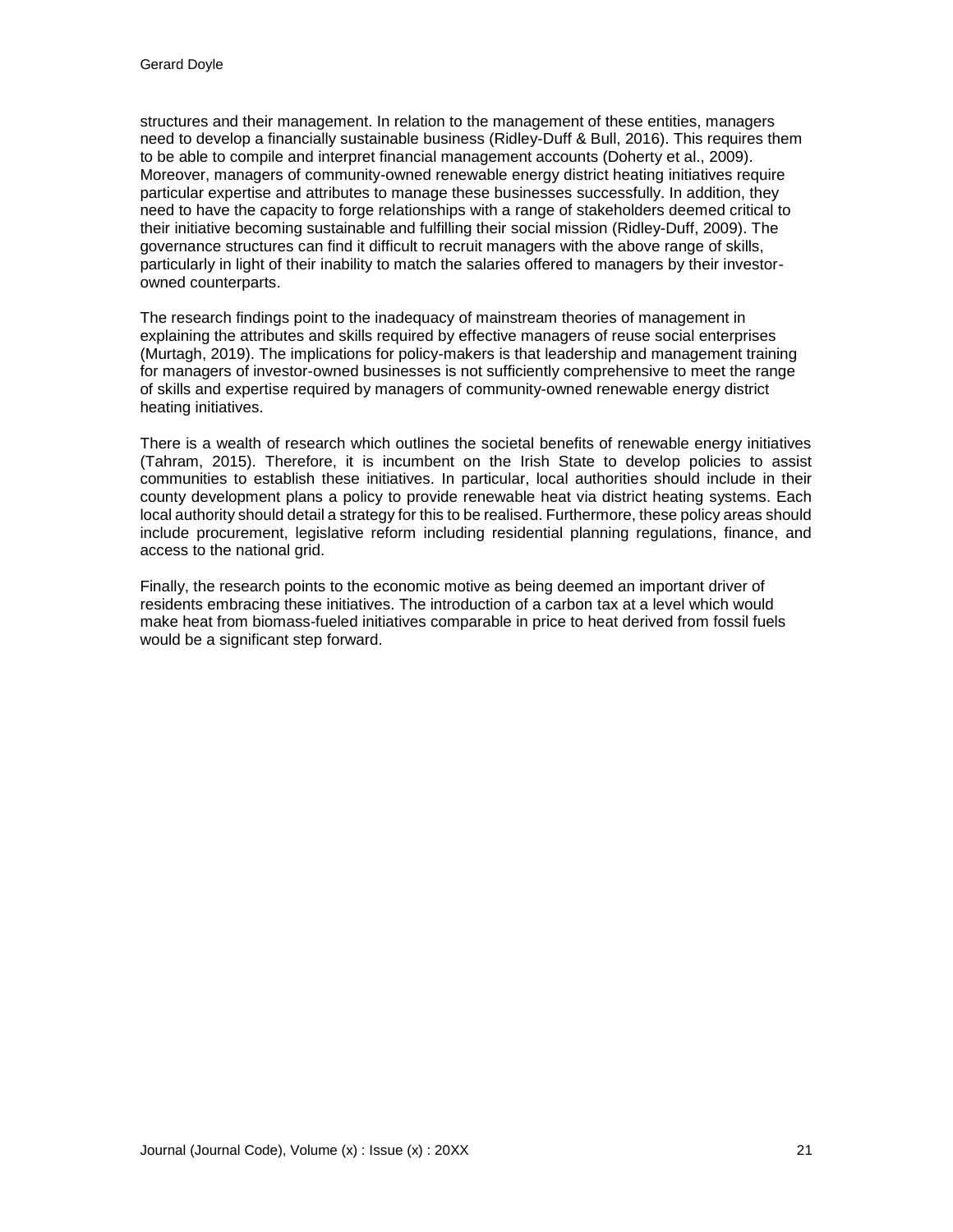structures and their management. In relation to the management of these entities, managers need to develop a financially sustainable business (Ridley-Duff & Bull, 2016). This requires them to be able to compile and interpret financial management accounts (Doherty et al., 2009). Moreover, managers of community-owned renewable energy district heating initiatives require particular expertise and attributes to manage these businesses successfully. In addition, they need to have the capacity to forge relationships with a range of stakeholders deemed critical to their initiative becoming sustainable and fulfilling their social mission (Ridley-Duff, 2009). The governance structures can find it difficult to recruit managers with the above range of skills, particularly in light of their inability to match the salaries offered to managers by their investor-owned counterparts.

The research findings point to the inadequacy of mainstream theories of management in explaining the attributes and skills required by effective managers of reuse social enterprises (Murtagh, 2019). The implications for policy-makers is that leadership and management training for managers of investor-owned businesses is not sufficiently comprehensive to meet the range of skills and expertise required by managers of community-owned renewable energy district heating initiatives.

There is a wealth of research which outlines the societal benefits of renewable energy initiatives (Tahram, 2015). Therefore, it is incumbent on the Irish State to develop policies to assist communities to establish these initiatives. In particular, local authorities should include in their county development plans a policy to provide renewable heat via district heating systems. Each local authority should detail a strategy for this to be realised. Furthermore, these policy areas should include procurement, legislative reform including residential planning regulations, finance, and access to the national grid.

Finally, the research points to the economic motive as being deemed an important driver of residents embracing these initiatives. The introduction of a carbon tax at a level which would make heat from biomass-fueled initiatives comparable in price to heat derived from fossil fuels would be a significant step forward.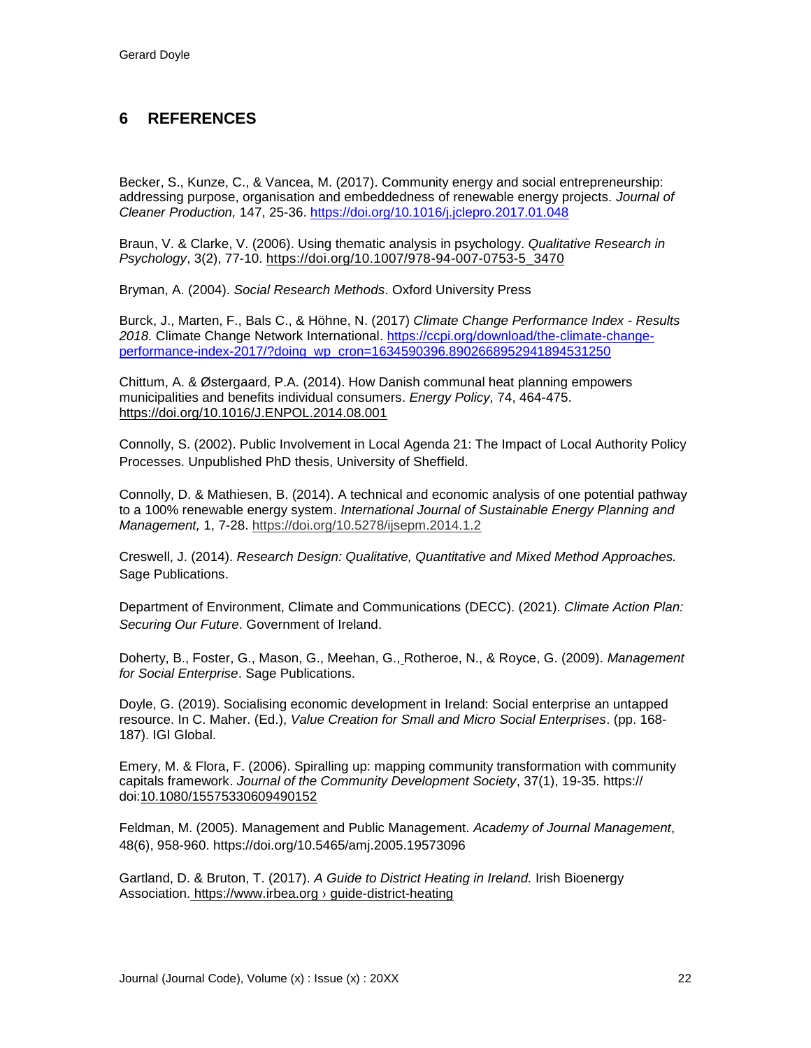## 6 REFERENCES

Becker, S., Kunze, C., & Vancea, M. (2017). Community energy and social entrepreneurship: addressing purpose, organisation and embeddedness of renewable energy projects. *Journal of Cleaner Production,* 147, 25-36. https://doi.org/10.1016/j.jclepro.2017.01.048

Braun, V. & Clarke, V. (2006). Using thematic analysis in psychology. *Qualitative Research in Psychology*, 3(2), 77-10. https://doi.org/10.1007/978-94-007-0753-5_3470

Bryman, A. (2004). *Social Research Methods*. Oxford University Press

Burck, J., Marten, F., Bals C., & Höhne, N. (2017) *Climate Change Performance Index - Results 2018.* Climate Change Network International. https://ccpi.org/download/the-climate-change-performance-index-2017/?doing_wp_cron=1634590396.8902668952941894531250

Chittum, A. & Østergaard, P.A. (2014). How Danish communal heat planning empowers municipalities and benefits individual consumers. *Energy Policy,* 74, 464-475. https://doi.org/10.1016/J.ENPOL.2014.08.001

Connolly, S. (2002). Public Involvement in Local Agenda 21: The Impact of Local Authority Policy Processes. Unpublished PhD thesis, University of Sheffield.

Connolly, D. & Mathiesen, B. (2014). A technical and economic analysis of one potential pathway to a 100% renewable energy system. *International Journal of Sustainable Energy Planning and Management,* 1, 7-28. https://doi.org/10.5278/ijsepm.2014.1.2

Creswell, J. (2014). *Research Design: Qualitative, Quantitative and Mixed Method Approaches.* Sage Publications.

Department of Environment, Climate and Communications (DECC). (2021). *Climate Action Plan: Securing Our Future*. Government of Ireland.

Doherty, B., Foster, G., Mason, G., Meehan, G., Rotheroe, N., & Royce, G. (2009). *Management for Social Enterprise*. Sage Publications.

Doyle, G. (2019). Socialising economic development in Ireland: Social enterprise an untapped resource. In C. Maher. (Ed.), *Value Creation for Small and Micro Social Enterprises*. (pp. 168-187). IGI Global.

Emery, M. & Flora, F. (2006). Spiralling up: mapping community transformation with community capitals framework. *Journal of the Community Development Society*, 37(1), 19-35. https:// doi:10.1080/15575330609490152

Feldman, M. (2005). Management and Public Management. *Academy of Journal Management*, 48(6), 958-960. https://doi.org/10.5465/amj.2005.19573096

Gartland, D. & Bruton, T. (2017). *A Guide to District Heating in Ireland.* Irish Bioenergy Association. https://www.irbea.org › guide-district-heating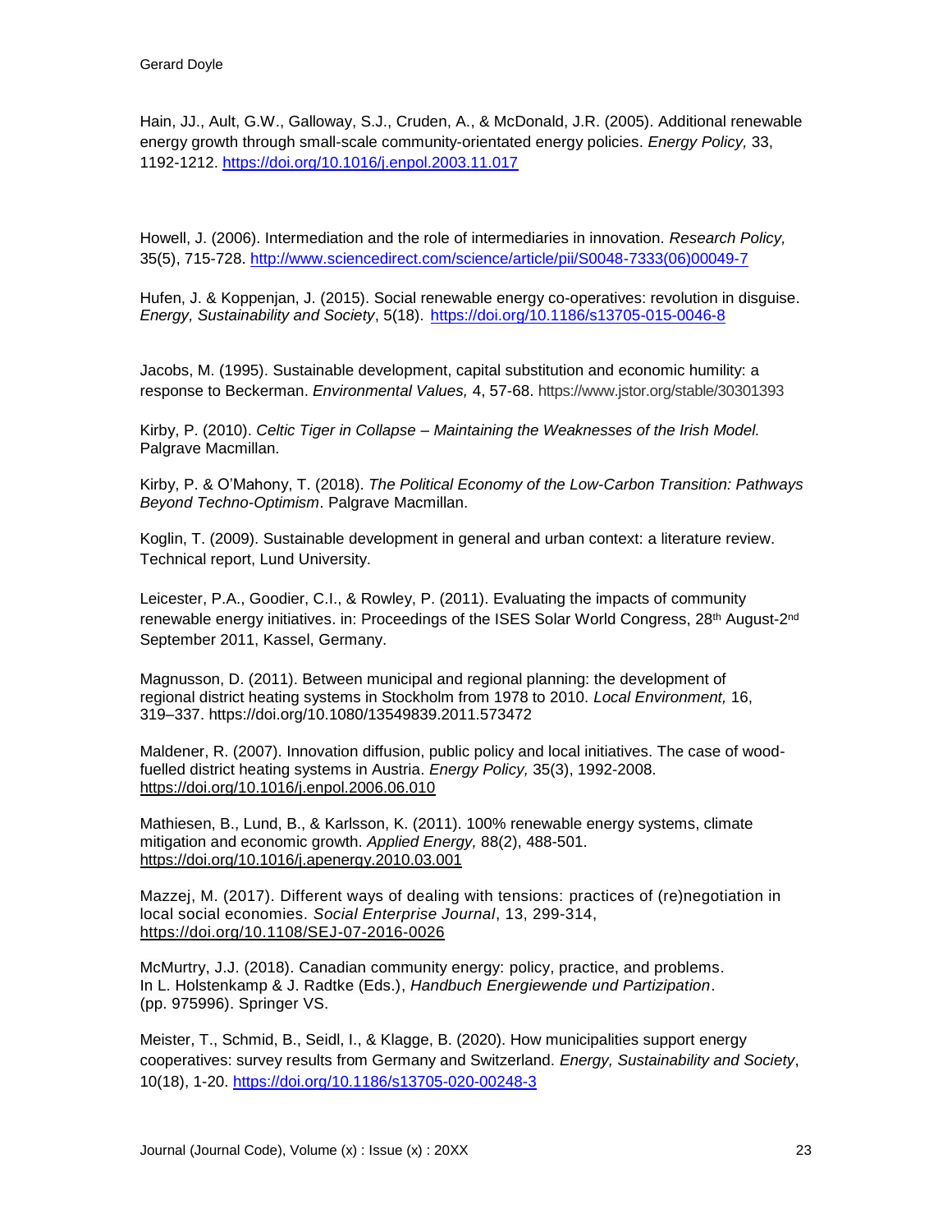Hain, JJ., Ault, G.W., Galloway, S.J., Cruden, A., & McDonald, J.R. (2005). Additional renewable energy growth through small-scale community-orientated energy policies. *Energy Policy,* 33, 1192-1212. https://doi.org/10.1016/j.enpol.2003.11.017

Howell, J. (2006). Intermediation and the role of intermediaries in innovation. *Research Policy,* 35(5), 715-728. http://www.sciencedirect.com/science/article/pii/S0048-7333(06)00049-7

Hufen, J. & Koppenjan, J. (2015). Social renewable energy co-operatives: revolution in disguise. *Energy, Sustainability and Society*, 5(18). https://doi.org/10.1186/s13705-015-0046-8

Jacobs, M. (1995). Sustainable development, capital substitution and economic humility: a response to Beckerman. *Environmental Values,* 4, 57-68. https://www.jstor.org/stable/30301393

Kirby, P. (2010). *Celtic Tiger in Collapse – Maintaining the Weaknesses of the Irish Model.* Palgrave Macmillan.

Kirby, P. & O'Mahony, T. (2018). *The Political Economy of the Low-Carbon Transition: Pathways Beyond Techno-Optimism*. Palgrave Macmillan.

Koglin, T. (2009). Sustainable development in general and urban context: a literature review. Technical report, Lund University.

Leicester, P.A., Goodier, C.I., & Rowley, P. (2011). Evaluating the impacts of community renewable energy initiatives. in: Proceedings of the ISES Solar World Congress, 28th August-2nd September 2011, Kassel, Germany.

Magnusson, D. (2011). Between municipal and regional planning: the development of regional district heating systems in Stockholm from 1978 to 2010. *Local Environment,* 16, 319–337. https://doi.org/10.1080/13549839.2011.573472

Maldener, R. (2007). Innovation diffusion, public policy and local initiatives. The case of wood-fuelled district heating systems in Austria. *Energy Policy,* 35(3), 1992-2008. https://doi.org/10.1016/j.enpol.2006.06.010

Mathiesen, B., Lund, B., & Karlsson, K. (2011). 100% renewable energy systems, climate mitigation and economic growth. *Applied Energy,* 88(2), 488-501. https://doi.org/10.1016/j.apenergy.2010.03.001

Mazzej, M. (2017). Different ways of dealing with tensions: practices of (re)negotiation in local social economies. *Social Enterprise Journal*, 13, 299-314, https://doi.org/10.1108/SEJ-07-2016-0026

McMurtry, J.J. (2018). Canadian community energy: policy, practice, and problems. In L. Holstenkamp & J. Radtke (Eds.), *Handbuch Energiewende und Partizipation*. (pp. 975996). Springer VS.

Meister, T., Schmid, B., Seidl, I., & Klagge, B. (2020). How municipalities support energy cooperatives: survey results from Germany and Switzerland. *Energy, Sustainability and Society*, 10(18), 1-20. https://doi.org/10.1186/s13705-020-00248-3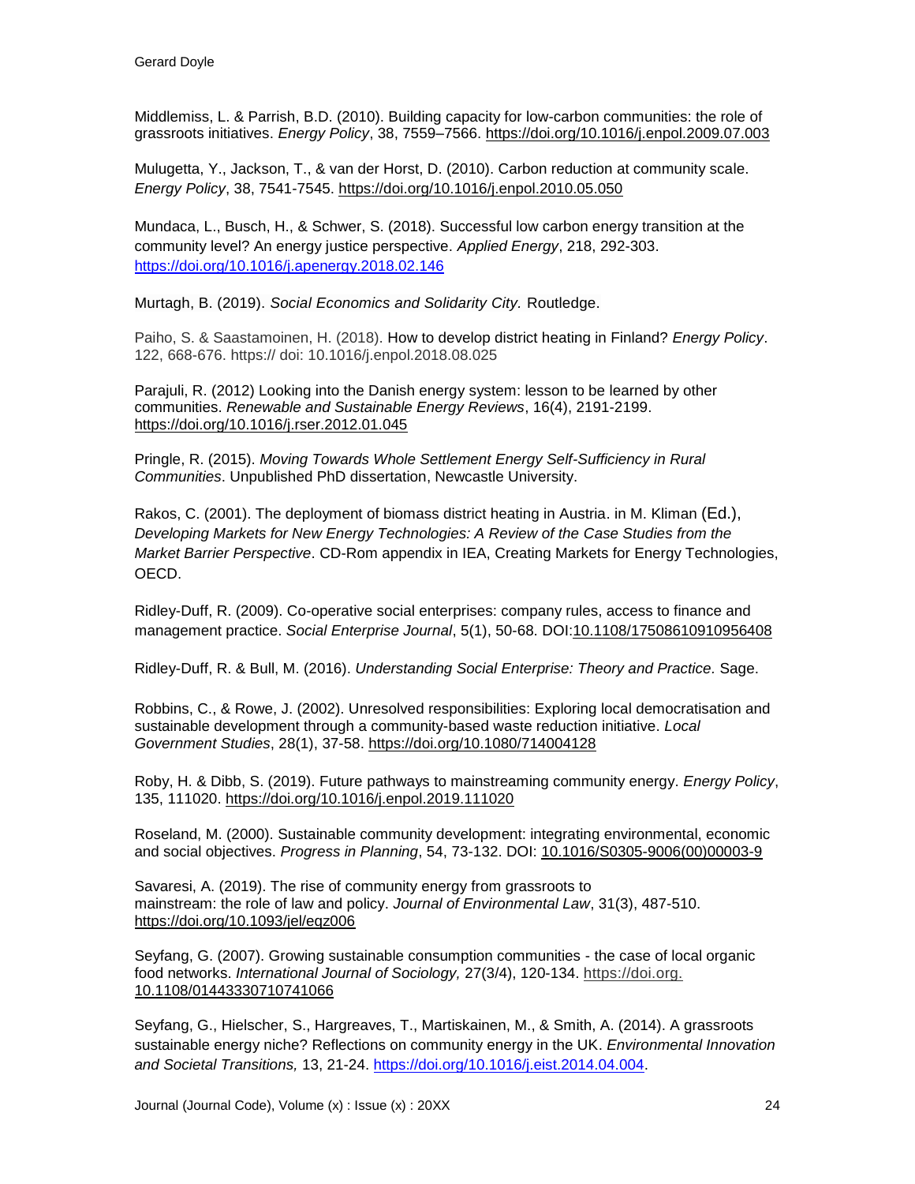Middlemiss, L. & Parrish, B.D. (2010). Building capacity for low-carbon communities: the role of grassroots initiatives. *Energy Policy*, 38, 7559–7566. https://doi.org/10.1016/j.enpol.2009.07.003

Mulugetta, Y., Jackson, T., & van der Horst, D. (2010). Carbon reduction at community scale. *Energy Policy*, 38, 7541-7545. https://doi.org/10.1016/j.enpol.2010.05.050

Mundaca, L., Busch, H., & Schwer, S. (2018). Successful low carbon energy transition at the community level? An energy justice perspective. *Applied Energy*, 218, 292-303. https://doi.org/10.1016/j.apenergy.2018.02.146

Murtagh, B. (2019). *Social Economics and Solidarity City.* Routledge.

Paiho, S. & Saastamoinen, H. (2018). How to develop district heating in Finland? *Energy Policy*. 122, 668-676. https:// doi: 10.1016/j.enpol.2018.08.025

Parajuli, R. (2012) Looking into the Danish energy system: lesson to be learned by other communities. *Renewable and Sustainable Energy Reviews*, 16(4), 2191-2199. https://doi.org/10.1016/j.rser.2012.01.045

Pringle, R. (2015). *Moving Towards Whole Settlement Energy Self-Sufficiency in Rural Communities*. Unpublished PhD dissertation, Newcastle University.

Rakos, C. (2001). The deployment of biomass district heating in Austria. in M. Kliman (Ed.), *Developing Markets for New Energy Technologies: A Review of the Case Studies from the Market Barrier Perspective*. CD-Rom appendix in IEA, Creating Markets for Energy Technologies, OECD.

Ridley-Duff, R. (2009). Co-operative social enterprises: company rules, access to finance and management practice. *Social Enterprise Journal*, 5(1), 50-68. DOI:10.1108/17508610910956408

Ridley-Duff, R. & Bull, M. (2016). *Understanding Social Enterprise: Theory and Practice.* Sage.

Robbins, C., & Rowe, J. (2002). Unresolved responsibilities: Exploring local democratisation and sustainable development through a community-based waste reduction initiative. *Local Government Studies*, 28(1), 37-58. https://doi.org/10.1080/714004128

Roby, H. & Dibb, S. (2019). Future pathways to mainstreaming community energy. *Energy Policy*, 135, 111020. https://doi.org/10.1016/j.enpol.2019.111020

Roseland, M. (2000). Sustainable community development: integrating environmental, economic and social objectives. *Progress in Planning*, 54, 73-132. DOI: 10.1016/S0305-9006(00)00003-9

Savaresi, A. (2019). The rise of community energy from grassroots to mainstream: the role of law and policy. *Journal of Environmental Law*, 31(3), 487-510. https://doi.org/10.1093/jel/eqz006

Seyfang, G. (2007). Growing sustainable consumption communities - the case of local organic food networks. *International Journal of Sociology,* 27(3/4), 120-134. https://doi.org. 10.1108/01443330710741066

Seyfang, G., Hielscher, S., Hargreaves, T., Martiskainen, M., & Smith, A. (2014). A grassroots sustainable energy niche? Reflections on community energy in the UK. *Environmental Innovation and Societal Transitions,* 13, 21-24. https://doi.org/10.1016/j.eist.2014.04.004.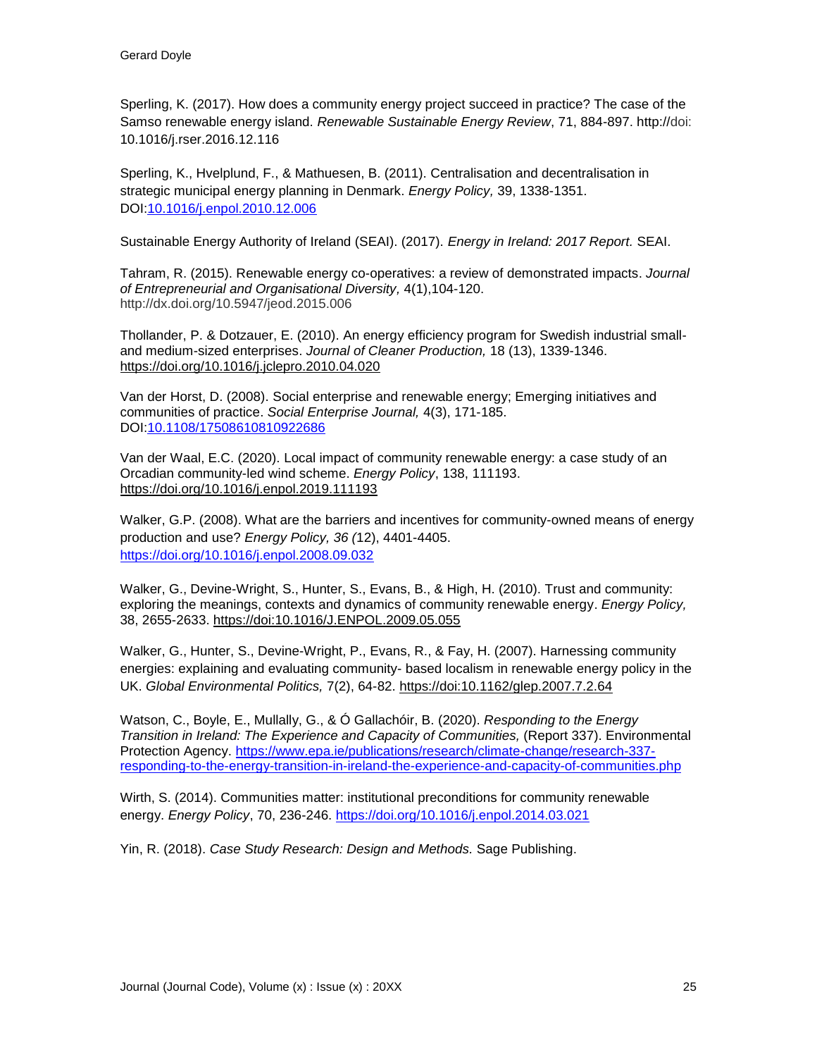Sperling, K. (2017). How does a community energy project succeed in practice? The case of the Samso renewable energy island. *Renewable Sustainable Energy Review*, 71, 884-897. http://doi: 10.1016/j.rser.2016.12.116

Sperling, K., Hvelplund, F., & Mathuesen, B. (2011). Centralisation and decentralisation in strategic municipal energy planning in Denmark. *Energy Policy,* 39, 1338-1351. DOI:10.1016/j.enpol.2010.12.006

Sustainable Energy Authority of Ireland (SEAI). (2017). *Energy in Ireland: 2017 Report.* SEAI.

Tahram, R. (2015). Renewable energy co-operatives: a review of demonstrated impacts. *Journal of Entrepreneurial and Organisational Diversity,* 4(1),104-120. http://dx.doi.org/10.5947/jeod.2015.006

Thollander, P. & Dotzauer, E. (2010). An energy efficiency program for Swedish industrial small- and medium-sized enterprises. *Journal of Cleaner Production,* 18 (13), 1339-1346. https://doi.org/10.1016/j.jclepro.2010.04.020

Van der Horst, D. (2008). Social enterprise and renewable energy; Emerging initiatives and communities of practice. *Social Enterprise Journal,* 4(3), 171-185. DOI:10.1108/17508610810922686

Van der Waal, E.C. (2020). Local impact of community renewable energy: a case study of an Orcadian community-led wind scheme. *Energy Policy*, 138, 111193. https://doi.org/10.1016/j.enpol.2019.111193

Walker, G.P. (2008). What are the barriers and incentives for community-owned means of energy production and use? *Energy Policy, 36* (12), 4401-4405. https://doi.org/10.1016/j.enpol.2008.09.032

Walker, G., Devine-Wright, S., Hunter, S., Evans, B., & High, H. (2010). Trust and community: exploring the meanings, contexts and dynamics of community renewable energy. *Energy Policy,* 38, 2655-2633. https://doi:10.1016/J.ENPOL.2009.05.055

Walker, G., Hunter, S., Devine-Wright, P., Evans, R., & Fay, H. (2007). Harnessing community energies: explaining and evaluating community- based localism in renewable energy policy in the UK. *Global Environmental Politics,* 7(2), 64-82. https://doi:10.1162/glep.2007.7.2.64

Watson, C., Boyle, E., Mullally, G., & Ó Gallachóir, B. (2020). *Responding to the Energy Transition in Ireland: The Experience and Capacity of Communities,* (Report 337). Environmental Protection Agency. https://www.epa.ie/publications/research/climate-change/research-337-responding-to-the-energy-transition-in-ireland-the-experience-and-capacity-of-communities.php

Wirth, S. (2014). Communities matter: institutional preconditions for community renewable energy. *Energy Policy*, 70, 236-246. https://doi.org/10.1016/j.enpol.2014.03.021

Yin, R. (2018). *Case Study Research: Design and Methods.* Sage Publishing.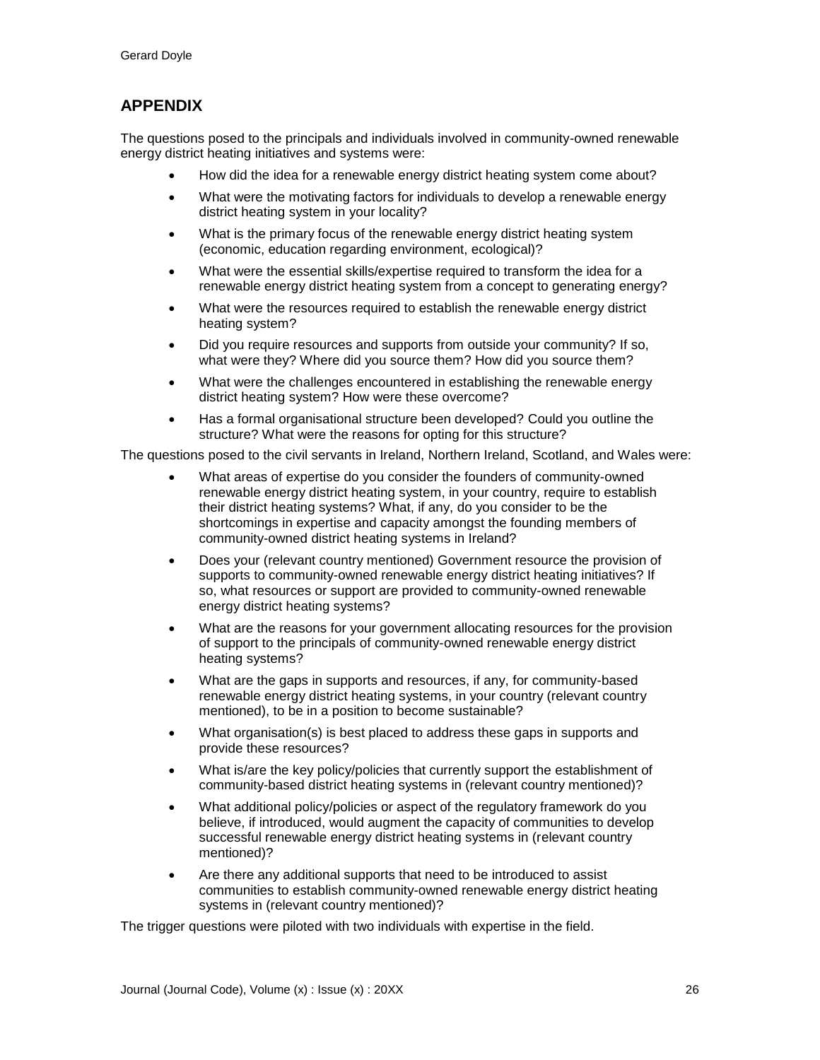## APPENDIX

The questions posed to the principals and individuals involved in community-owned renewable energy district heating initiatives and systems were:

- How did the idea for a renewable energy district heating system come about?
- What were the motivating factors for individuals to develop a renewable energy district heating system in your locality?
- What is the primary focus of the renewable energy district heating system (economic, education regarding environment, ecological)?
- What were the essential skills/expertise required to transform the idea for a renewable energy district heating system from a concept to generating energy?
- What were the resources required to establish the renewable energy district heating system?
- Did you require resources and supports from outside your community? If so, what were they? Where did you source them? How did you source them?
- What were the challenges encountered in establishing the renewable energy district heating system? How were these overcome?
- Has a formal organisational structure been developed? Could you outline the structure? What were the reasons for opting for this structure?

The questions posed to the civil servants in Ireland, Northern Ireland, Scotland, and Wales were:

- What areas of expertise do you consider the founders of community-owned renewable energy district heating system, in your country, require to establish their district heating systems? What, if any, do you consider to be the shortcomings in expertise and capacity amongst the founding members of community-owned district heating systems in Ireland?
- Does your (relevant country mentioned) Government resource the provision of supports to community-owned renewable energy district heating initiatives? If so, what resources or support are provided to community-owned renewable energy district heating systems?
- What are the reasons for your government allocating resources for the provision of support to the principals of community-owned renewable energy district heating systems?
- What are the gaps in supports and resources, if any, for community-based renewable energy district heating systems, in your country (relevant country mentioned), to be in a position to become sustainable?
- What organisation(s) is best placed to address these gaps in supports and provide these resources?
- What is/are the key policy/policies that currently support the establishment of community-based district heating systems in (relevant country mentioned)?
- What additional policy/policies or aspect of the regulatory framework do you believe, if introduced, would augment the capacity of communities to develop successful renewable energy district heating systems in (relevant country mentioned)?
- Are there any additional supports that need to be introduced to assist communities to establish community-owned renewable energy district heating systems in (relevant country mentioned)?

The trigger questions were piloted with two individuals with expertise in the field.